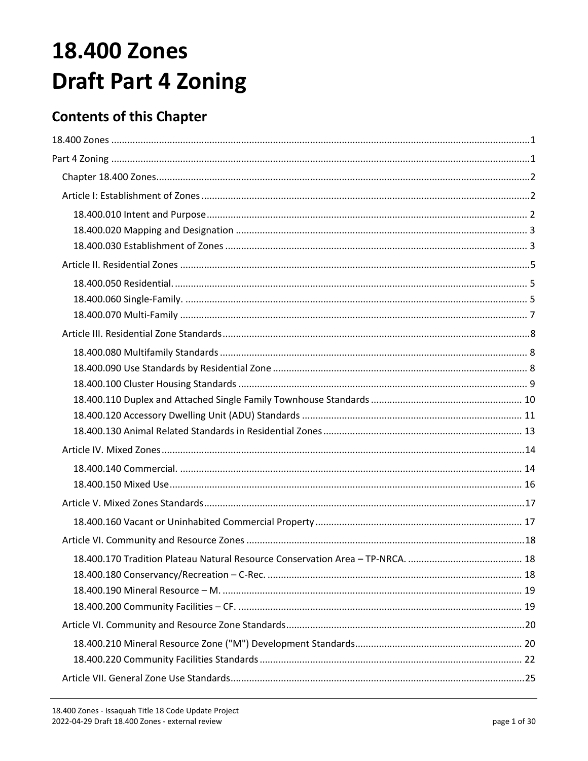# 18.400 Zones
# Draft Part 4 Zoning

## Contents of this Chapter

18.400 Zones ....................................................................................................................................................1

Part 4 Zoning ....................................................................................................................................................1

- Chapter 18.400 Zones ....................................................................................................................................2
- Article I: Establishment of Zones ....................................................................................................................2
  - 18.400.010 Intent and Purpose ....................................................................................................... 2
  - 18.400.020 Mapping and Designation ............................................................................................. 3
  - 18.400.030 Establishment of Zones ................................................................................................ 3
- Article II. Residential Zones ...........................................................................................................................5
  - 18.400.050 Residential. .................................................................................................................... 5
  - 18.400.060 Single-Family. ................................................................................................................ 5
  - 18.400.070 Multi-Family .................................................................................................................. 7
- Article III. Residential Zone Standards ...........................................................................................................8
  - 18.400.080 Multifamily Standards ................................................................................................... 8
  - 18.400.090 Use Standards by Residential Zone .............................................................................. 8
  - 18.400.100 Cluster Housing Standards ........................................................................................... 9
  - 18.400.110 Duplex and Attached Single Family Townhouse Standards ........................................ 10
  - 18.400.120 Accessory Dwelling Unit (ADU) Standards .................................................................. 11
  - 18.400.130 Animal Related Standards in Residential Zones .......................................................... 13
- Article IV. Mixed Zones ...............................................................................................................................14
  - 18.400.140 Commercial. ................................................................................................................ 14
  - 18.400.150 Mixed Use .................................................................................................................... 16
- Article V. Mixed Zones Standards .................................................................................................................17
  - 18.400.160 Vacant or Uninhabited Commercial Property ............................................................. 17
- Article VI. Community and Resource Zones ..................................................................................................18
  - 18.400.170 Tradition Plateau Natural Resource Conservation Area – TP-NRCA. ........................... 18
  - 18.400.180 Conservancy/Recreation – C-Rec. ............................................................................... 18
  - 18.400.190 Mineral Resource – M. ................................................................................................ 19
  - 18.400.200 Community Facilities – CF. .......................................................................................... 19
- Article VI. Community and Resource Zone Standards ....................................................................................20
  - 18.400.210 Mineral Resource Zone ("M") Development Standards............................................... 20
  - 18.400.220 Community Facilities Standards .................................................................................. 22
- Article VII. General Zone Use Standards........................................................................................................25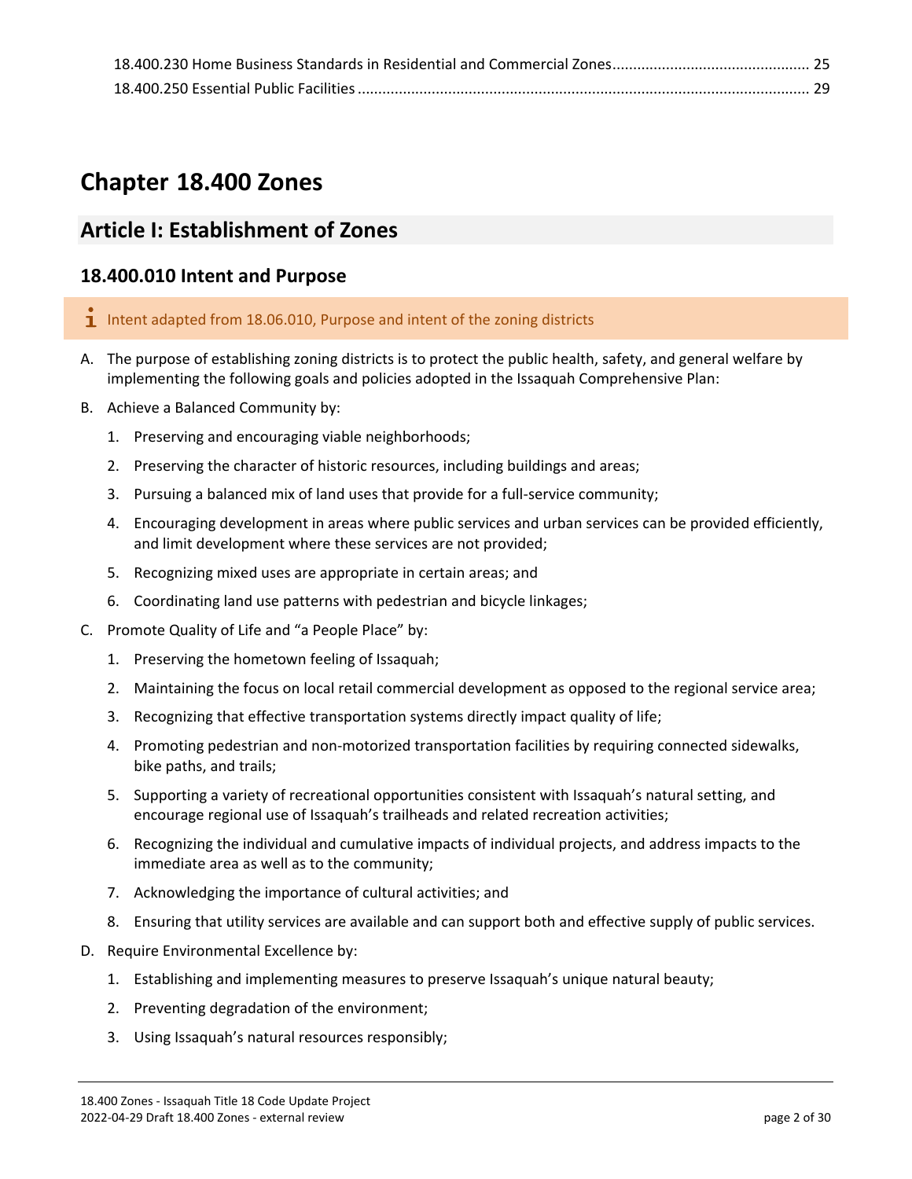18.400.230 Home Business Standards in Residential and Commercial Zones ............................................ 25
18.400.250 Essential Public Facilities ............................................................................................... 29

# Chapter 18.400 Zones

## Article I: Establishment of Zones

### 18.400.010 Intent and Purpose

Intent adapted from 18.06.010, Purpose and intent of the zoning districts

A. The purpose of establishing zoning districts is to protect the public health, safety, and general welfare by implementing the following goals and policies adopted in the Issaquah Comprehensive Plan:

B. Achieve a Balanced Community by:

1. Preserving and encouraging viable neighborhoods;
2. Preserving the character of historic resources, including buildings and areas;
3. Pursuing a balanced mix of land uses that provide for a full-service community;
4. Encouraging development in areas where public services and urban services can be provided efficiently, and limit development where these services are not provided;
5. Recognizing mixed uses are appropriate in certain areas; and
6. Coordinating land use patterns with pedestrian and bicycle linkages;

C. Promote Quality of Life and "a People Place" by:

1. Preserving the hometown feeling of Issaquah;
2. Maintaining the focus on local retail commercial development as opposed to the regional service area;
3. Recognizing that effective transportation systems directly impact quality of life;
4. Promoting pedestrian and non-motorized transportation facilities by requiring connected sidewalks, bike paths, and trails;
5. Supporting a variety of recreational opportunities consistent with Issaquah's natural setting, and encourage regional use of Issaquah's trailheads and related recreation activities;
6. Recognizing the individual and cumulative impacts of individual projects, and address impacts to the immediate area as well as to the community;
7. Acknowledging the importance of cultural activities; and
8. Ensuring that utility services are available and can support both and effective supply of public services.

D. Require Environmental Excellence by:

1. Establishing and implementing measures to preserve Issaquah's unique natural beauty;
2. Preventing degradation of the environment;
3. Using Issaquah's natural resources responsibly;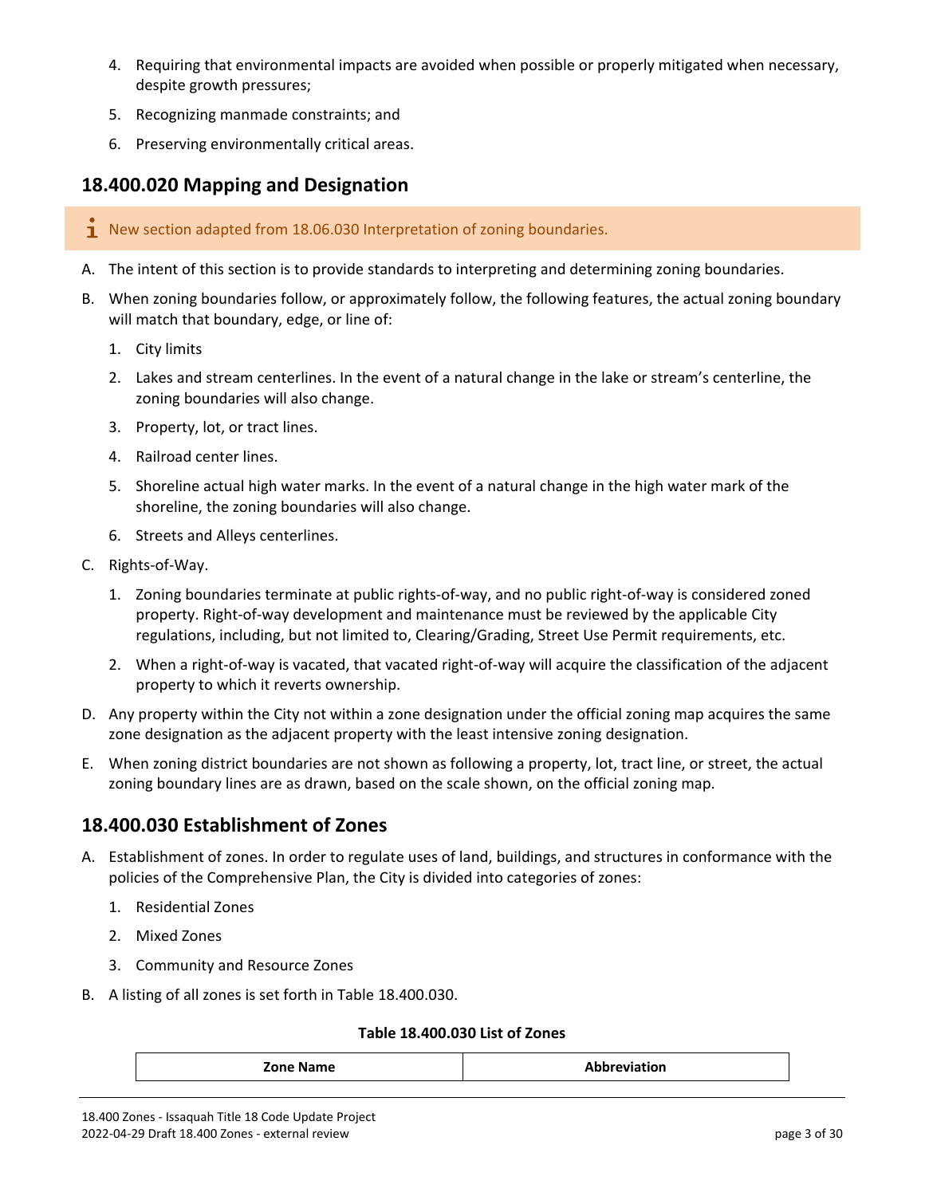4. Requiring that environmental impacts are avoided when possible or properly mitigated when necessary, despite growth pressures;
5. Recognizing manmade constraints; and
6. Preserving environmentally critical areas.

## 18.400.020 Mapping and Designation

> ℹ New section adapted from 18.06.030 Interpretation of zoning boundaries.

A. The intent of this section is to provide standards to interpreting and determining zoning boundaries.

B. When zoning boundaries follow, or approximately follow, the following features, the actual zoning boundary will match that boundary, edge, or line of:

   1. City limits
   2. Lakes and stream centerlines. In the event of a natural change in the lake or stream's centerline, the zoning boundaries will also change.
   3. Property, lot, or tract lines.
   4. Railroad center lines.
   5. Shoreline actual high water marks. In the event of a natural change in the high water mark of the shoreline, the zoning boundaries will also change.
   6. Streets and Alleys centerlines.

C. Rights-of-Way.

   1. Zoning boundaries terminate at public rights-of-way, and no public right-of-way is considered zoned property. Right-of-way development and maintenance must be reviewed by the applicable City regulations, including, but not limited to, Clearing/Grading, Street Use Permit requirements, etc.
   2. When a right-of-way is vacated, that vacated right-of-way will acquire the classification of the adjacent property to which it reverts ownership.

D. Any property within the City not within a zone designation under the official zoning map acquires the same zone designation as the adjacent property with the least intensive zoning designation.

E. When zoning district boundaries are not shown as following a property, lot, tract line, or street, the actual zoning boundary lines are as drawn, based on the scale shown, on the official zoning map.

## 18.400.030 Establishment of Zones

A. Establishment of zones. In order to regulate uses of land, buildings, and structures in conformance with the policies of the Comprehensive Plan, the City is divided into categories of zones:

   1. Residential Zones
   2. Mixed Zones
   3. Community and Resource Zones

B. A listing of all zones is set forth in Table 18.400.030.

**Table 18.400.030 List of Zones**

| Zone Name | Abbreviation |
|---|---|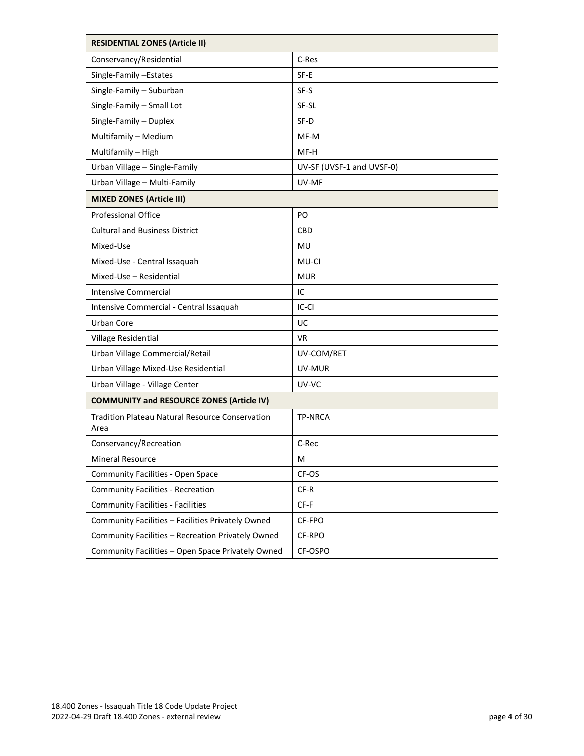| RESIDENTIAL ZONES (Article II) | |
|---|---|
| Conservancy/Residential | C-Res |
| Single-Family –Estates | SF-E |
| Single-Family – Suburban | SF-S |
| Single-Family – Small Lot | SF-SL |
| Single-Family – Duplex | SF-D |
| Multifamily – Medium | MF-M |
| Multifamily – High | MF-H |
| Urban Village – Single-Family | UV-SF (UVSF-1 and UVSF-0) |
| Urban Village – Multi-Family | UV-MF |
| **MIXED ZONES (Article III)** | |
| Professional Office | PO |
| Cultural and Business District | CBD |
| Mixed-Use | MU |
| Mixed-Use - Central Issaquah | MU-CI |
| Mixed-Use – Residential | MUR |
| Intensive Commercial | IC |
| Intensive Commercial - Central Issaquah | IC-CI |
| Urban Core | UC |
| Village Residential | VR |
| Urban Village Commercial/Retail | UV-COM/RET |
| Urban Village Mixed-Use Residential | UV-MUR |
| Urban Village - Village Center | UV-VC |
| **COMMUNITY and RESOURCE ZONES (Article IV)** | |
| Tradition Plateau Natural Resource Conservation Area | TP-NRCA |
| Conservancy/Recreation | C-Rec |
| Mineral Resource | M |
| Community Facilities - Open Space | CF-OS |
| Community Facilities - Recreation | CF-R |
| Community Facilities - Facilities | CF-F |
| Community Facilities – Facilities Privately Owned | CF-FPO |
| Community Facilities – Recreation Privately Owned | CF-RPO |
| Community Facilities – Open Space Privately Owned | CF-OSPO |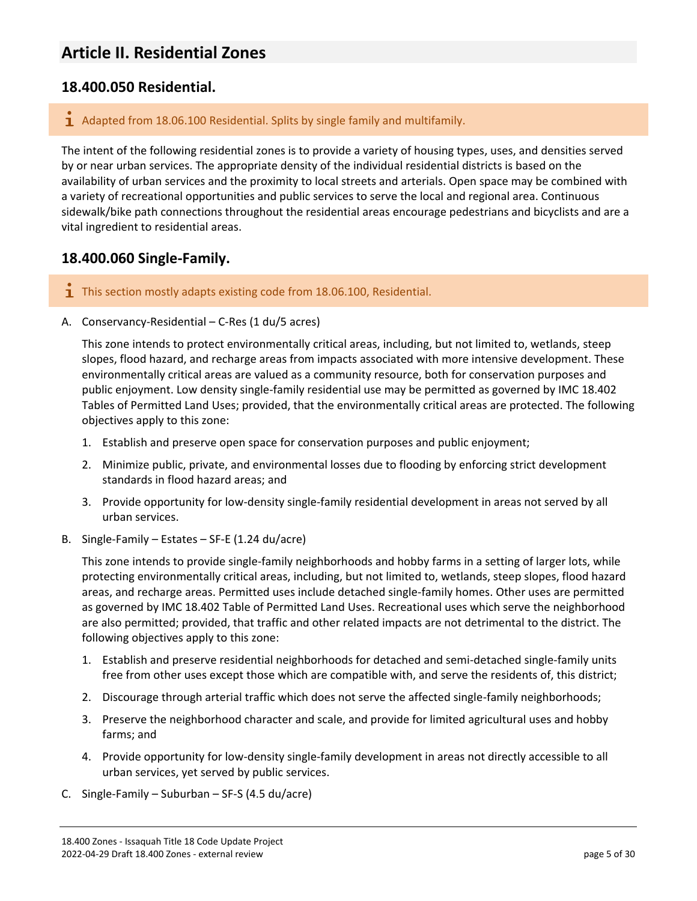# Article II. Residential Zones

## 18.400.050 Residential.

> ℹ Adapted from 18.06.100 Residential. Splits by single family and multifamily.

The intent of the following residential zones is to provide a variety of housing types, uses, and densities served by or near urban services. The appropriate density of the individual residential districts is based on the availability of urban services and the proximity to local streets and arterials. Open space may be combined with a variety of recreational opportunities and public services to serve the local and regional area. Continuous sidewalk/bike path connections throughout the residential areas encourage pedestrians and bicyclists and are a vital ingredient to residential areas.

## 18.400.060 Single-Family.

> ℹ This section mostly adapts existing code from 18.06.100, Residential.

A. Conservancy-Residential – C-Res (1 du/5 acres)

   This zone intends to protect environmentally critical areas, including, but not limited to, wetlands, steep slopes, flood hazard, and recharge areas from impacts associated with more intensive development. These environmentally critical areas are valued as a community resource, both for conservation purposes and public enjoyment. Low density single-family residential use may be permitted as governed by IMC 18.402 Tables of Permitted Land Uses; provided, that the environmentally critical areas are protected. The following objectives apply to this zone:

   1. Establish and preserve open space for conservation purposes and public enjoyment;
   2. Minimize public, private, and environmental losses due to flooding by enforcing strict development standards in flood hazard areas; and
   3. Provide opportunity for low-density single-family residential development in areas not served by all urban services.

B. Single-Family – Estates – SF-E (1.24 du/acre)

   This zone intends to provide single-family neighborhoods and hobby farms in a setting of larger lots, while protecting environmentally critical areas, including, but not limited to, wetlands, steep slopes, flood hazard areas, and recharge areas. Permitted uses include detached single-family homes. Other uses are permitted as governed by IMC 18.402 Table of Permitted Land Uses. Recreational uses which serve the neighborhood are also permitted; provided, that traffic and other related impacts are not detrimental to the district. The following objectives apply to this zone:

   1. Establish and preserve residential neighborhoods for detached and semi-detached single-family units free from other uses except those which are compatible with, and serve the residents of, this district;
   2. Discourage through arterial traffic which does not serve the affected single-family neighborhoods;
   3. Preserve the neighborhood character and scale, and provide for limited agricultural uses and hobby farms; and
   4. Provide opportunity for low-density single-family development in areas not directly accessible to all urban services, yet served by public services.

C. Single-Family – Suburban – SF-S (4.5 du/acre)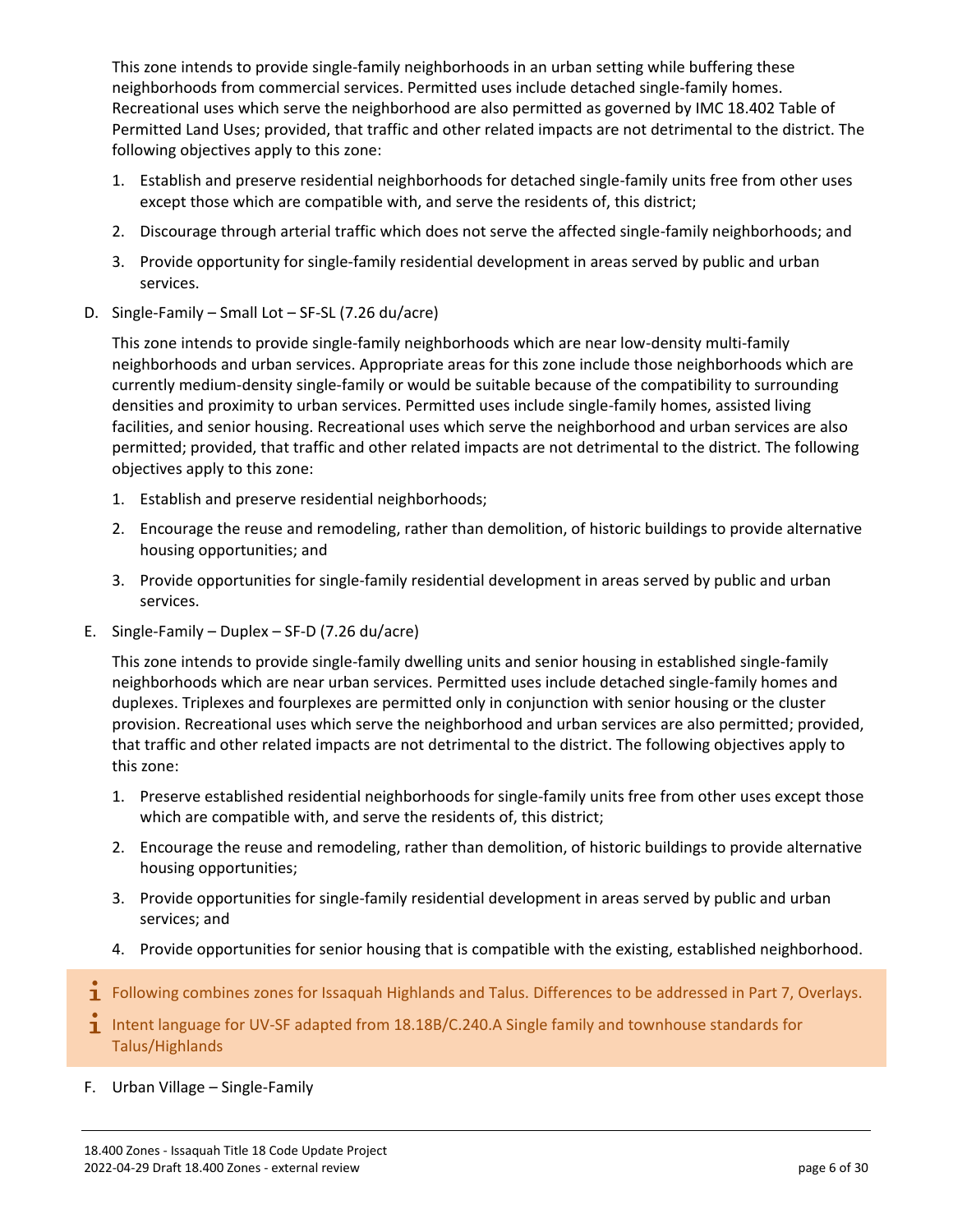This zone intends to provide single-family neighborhoods in an urban setting while buffering these neighborhoods from commercial services. Permitted uses include detached single-family homes. Recreational uses which serve the neighborhood are also permitted as governed by IMC 18.402 Table of Permitted Land Uses; provided, that traffic and other related impacts are not detrimental to the district. The following objectives apply to this zone:

1. Establish and preserve residential neighborhoods for detached single-family units free from other uses except those which are compatible with, and serve the residents of, this district;
2. Discourage through arterial traffic which does not serve the affected single-family neighborhoods; and
3. Provide opportunity for single-family residential development in areas served by public and urban services.

D. Single-Family – Small Lot – SF-SL (7.26 du/acre)

This zone intends to provide single-family neighborhoods which are near low-density multi-family neighborhoods and urban services. Appropriate areas for this zone include those neighborhoods which are currently medium-density single-family or would be suitable because of the compatibility to surrounding densities and proximity to urban services. Permitted uses include single-family homes, assisted living facilities, and senior housing. Recreational uses which serve the neighborhood and urban services are also permitted; provided, that traffic and other related impacts are not detrimental to the district. The following objectives apply to this zone:

1. Establish and preserve residential neighborhoods;
2. Encourage the reuse and remodeling, rather than demolition, of historic buildings to provide alternative housing opportunities; and
3. Provide opportunities for single-family residential development in areas served by public and urban services.

E. Single-Family – Duplex – SF-D (7.26 du/acre)

This zone intends to provide single-family dwelling units and senior housing in established single-family neighborhoods which are near urban services. Permitted uses include detached single-family homes and duplexes. Triplexes and fourplexes are permitted only in conjunction with senior housing or the cluster provision. Recreational uses which serve the neighborhood and urban services are also permitted; provided, that traffic and other related impacts are not detrimental to the district. The following objectives apply to this zone:

1. Preserve established residential neighborhoods for single-family units free from other uses except those which are compatible with, and serve the residents of, this district;
2. Encourage the reuse and remodeling, rather than demolition, of historic buildings to provide alternative housing opportunities;
3. Provide opportunities for single-family residential development in areas served by public and urban services; and
4. Provide opportunities for senior housing that is compatible with the existing, established neighborhood.

> ℹ Following combines zones for Issaquah Highlands and Talus. Differences to be addressed in Part 7, Overlays.
>
> ℹ Intent language for UV-SF adapted from 18.18B/C.240.A Single family and townhouse standards for Talus/Highlands

F. Urban Village – Single-Family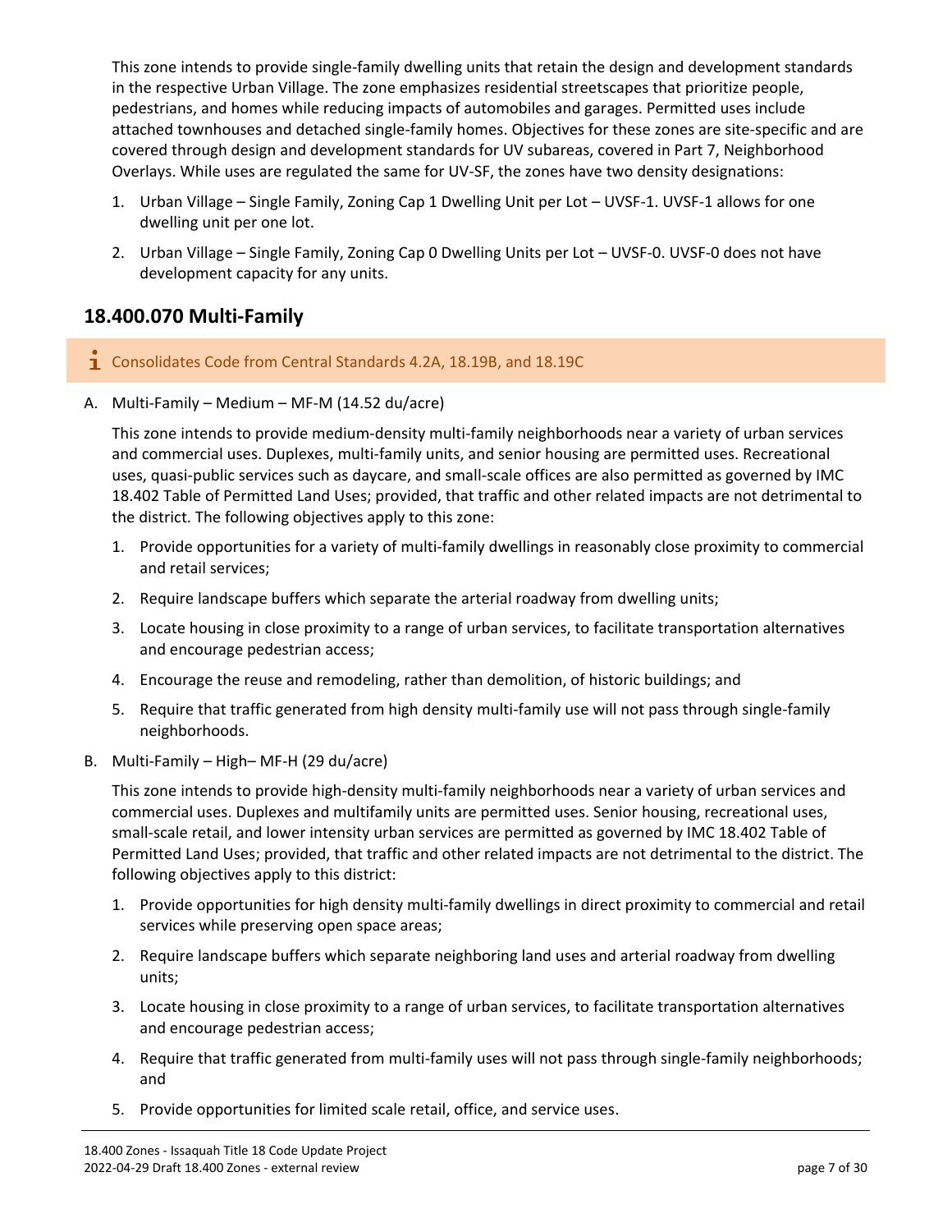This zone intends to provide single-family dwelling units that retain the design and development standards in the respective Urban Village. The zone emphasizes residential streetscapes that prioritize people, pedestrians, and homes while reducing impacts of automobiles and garages. Permitted uses include attached townhouses and detached single-family homes. Objectives for these zones are site-specific and are covered through design and development standards for UV subareas, covered in Part 7, Neighborhood Overlays. While uses are regulated the same for UV-SF, the zones have two density designations:

1. Urban Village – Single Family, Zoning Cap 1 Dwelling Unit per Lot – UVSF-1. UVSF-1 allows for one dwelling unit per one lot.
2. Urban Village – Single Family, Zoning Cap 0 Dwelling Units per Lot – UVSF-0. UVSF-0 does not have development capacity for any units.

## 18.400.070 Multi-Family

> ℹ Consolidates Code from Central Standards 4.2A, 18.19B, and 18.19C

A. Multi-Family – Medium – MF-M (14.52 du/acre)

This zone intends to provide medium-density multi-family neighborhoods near a variety of urban services and commercial uses. Duplexes, multi-family units, and senior housing are permitted uses. Recreational uses, quasi-public services such as daycare, and small-scale offices are also permitted as governed by IMC 18.402 Table of Permitted Land Uses; provided, that traffic and other related impacts are not detrimental to the district. The following objectives apply to this zone:

1. Provide opportunities for a variety of multi-family dwellings in reasonably close proximity to commercial and retail services;
2. Require landscape buffers which separate the arterial roadway from dwelling units;
3. Locate housing in close proximity to a range of urban services, to facilitate transportation alternatives and encourage pedestrian access;
4. Encourage the reuse and remodeling, rather than demolition, of historic buildings; and
5. Require that traffic generated from high density multi-family use will not pass through single-family neighborhoods.

B. Multi-Family – High– MF-H (29 du/acre)

This zone intends to provide high-density multi-family neighborhoods near a variety of urban services and commercial uses. Duplexes and multifamily units are permitted uses. Senior housing, recreational uses, small-scale retail, and lower intensity urban services are permitted as governed by IMC 18.402 Table of Permitted Land Uses; provided, that traffic and other related impacts are not detrimental to the district. The following objectives apply to this district:

1. Provide opportunities for high density multi-family dwellings in direct proximity to commercial and retail services while preserving open space areas;
2. Require landscape buffers which separate neighboring land uses and arterial roadway from dwelling units;
3. Locate housing in close proximity to a range of urban services, to facilitate transportation alternatives and encourage pedestrian access;
4. Require that traffic generated from multi-family uses will not pass through single-family neighborhoods; and
5. Provide opportunities for limited scale retail, office, and service uses.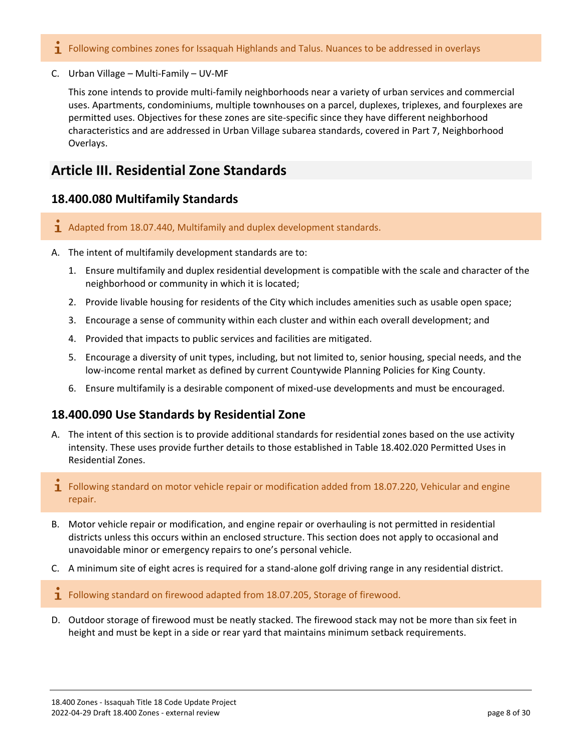ℹ Following combines zones for Issaquah Highlands and Talus. Nuances to be addressed in overlays

C. Urban Village – Multi-Family – UV-MF

This zone intends to provide multi-family neighborhoods near a variety of urban services and commercial uses. Apartments, condominiums, multiple townhouses on a parcel, duplexes, triplexes, and fourplexes are permitted uses. Objectives for these zones are site-specific since they have different neighborhood characteristics and are addressed in Urban Village subarea standards, covered in Part 7, Neighborhood Overlays.

## Article III. Residential Zone Standards

### 18.400.080 Multifamily Standards

ℹ Adapted from 18.07.440, Multifamily and duplex development standards.

A. The intent of multifamily development standards are to:

1. Ensure multifamily and duplex residential development is compatible with the scale and character of the neighborhood or community in which it is located;
2. Provide livable housing for residents of the City which includes amenities such as usable open space;
3. Encourage a sense of community within each cluster and within each overall development; and
4. Provided that impacts to public services and facilities are mitigated.
5. Encourage a diversity of unit types, including, but not limited to, senior housing, special needs, and the low-income rental market as defined by current Countywide Planning Policies for King County.
6. Ensure multifamily is a desirable component of mixed-use developments and must be encouraged.

### 18.400.090 Use Standards by Residential Zone

A. The intent of this section is to provide additional standards for residential zones based on the use activity intensity. These uses provide further details to those established in Table 18.402.020 Permitted Uses in Residential Zones.

ℹ Following standard on motor vehicle repair or modification added from 18.07.220, Vehicular and engine repair.

B. Motor vehicle repair or modification, and engine repair or overhauling is not permitted in residential districts unless this occurs within an enclosed structure. This section does not apply to occasional and unavoidable minor or emergency repairs to one's personal vehicle.

C. A minimum site of eight acres is required for a stand-alone golf driving range in any residential district.

ℹ Following standard on firewood adapted from 18.07.205, Storage of firewood.

D. Outdoor storage of firewood must be neatly stacked. The firewood stack may not be more than six feet in height and must be kept in a side or rear yard that maintains minimum setback requirements.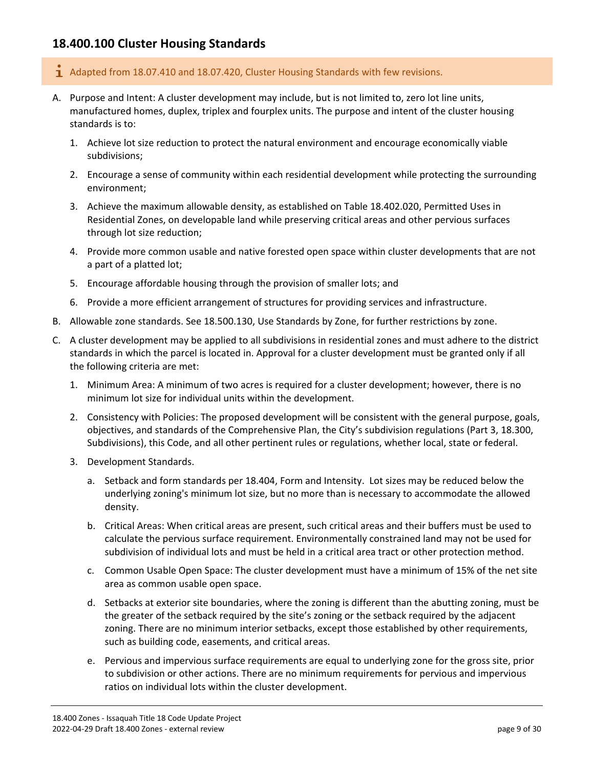## 18.400.100 Cluster Housing Standards

> ℹ Adapted from 18.07.410 and 18.07.420, Cluster Housing Standards with few revisions.

A. Purpose and Intent: A cluster development may include, but is not limited to, zero lot line units, manufactured homes, duplex, triplex and fourplex units. The purpose and intent of the cluster housing standards is to:

   1. Achieve lot size reduction to protect the natural environment and encourage economically viable subdivisions;

   2. Encourage a sense of community within each residential development while protecting the surrounding environment;

   3. Achieve the maximum allowable density, as established on Table 18.402.020, Permitted Uses in Residential Zones, on developable land while preserving critical areas and other pervious surfaces through lot size reduction;

   4. Provide more common usable and native forested open space within cluster developments that are not a part of a platted lot;

   5. Encourage affordable housing through the provision of smaller lots; and

   6. Provide a more efficient arrangement of structures for providing services and infrastructure.

B. Allowable zone standards. See 18.500.130, Use Standards by Zone, for further restrictions by zone.

C. A cluster development may be applied to all subdivisions in residential zones and must adhere to the district standards in which the parcel is located in. Approval for a cluster development must be granted only if all the following criteria are met:

   1. Minimum Area: A minimum of two acres is required for a cluster development; however, there is no minimum lot size for individual units within the development.

   2. Consistency with Policies: The proposed development will be consistent with the general purpose, goals, objectives, and standards of the Comprehensive Plan, the City's subdivision regulations (Part 3, 18.300, Subdivisions), this Code, and all other pertinent rules or regulations, whether local, state or federal.

   3. Development Standards.

      a. Setback and form standards per 18.404, Form and Intensity. Lot sizes may be reduced below the underlying zoning's minimum lot size, but no more than is necessary to accommodate the allowed density.

      b. Critical Areas: When critical areas are present, such critical areas and their buffers must be used to calculate the pervious surface requirement. Environmentally constrained land may not be used for subdivision of individual lots and must be held in a critical area tract or other protection method.

      c. Common Usable Open Space: The cluster development must have a minimum of 15% of the net site area as common usable open space.

      d. Setbacks at exterior site boundaries, where the zoning is different than the abutting zoning, must be the greater of the setback required by the site's zoning or the setback required by the adjacent zoning. There are no minimum interior setbacks, except those established by other requirements, such as building code, easements, and critical areas.

      e. Pervious and impervious surface requirements are equal to underlying zone for the gross site, prior to subdivision or other actions. There are no minimum requirements for pervious and impervious ratios on individual lots within the cluster development.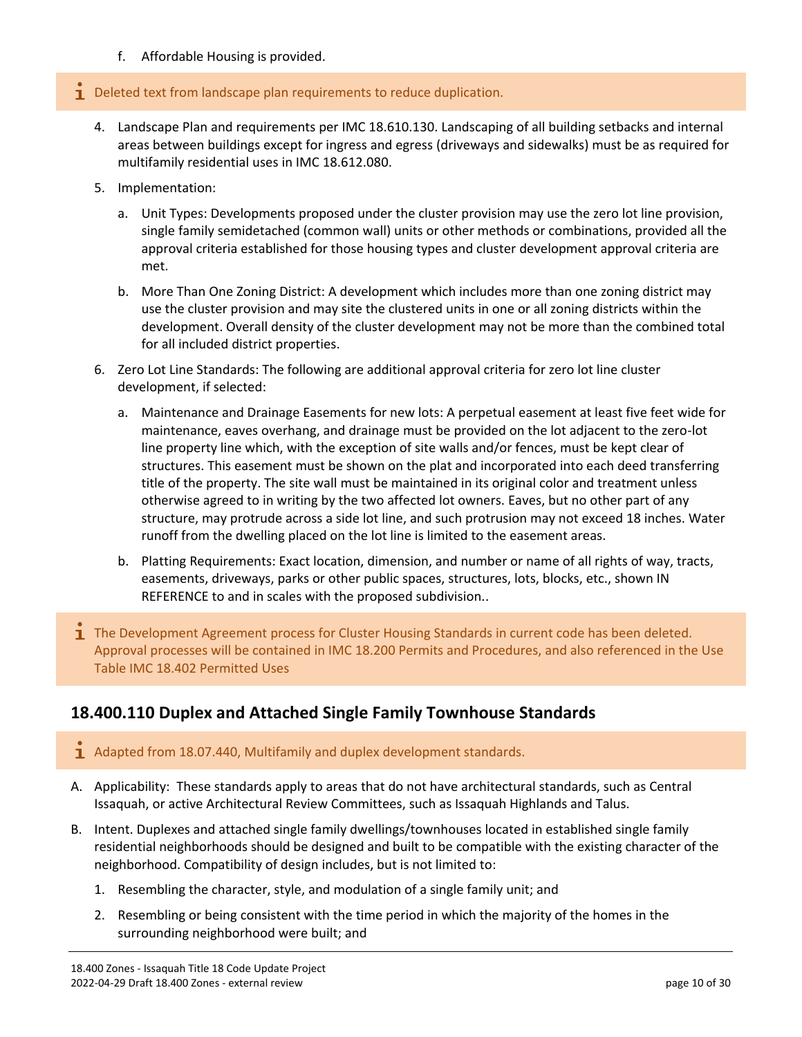f. Affordable Housing is provided.

> ℹ Deleted text from landscape plan requirements to reduce duplication.

4. Landscape Plan and requirements per IMC 18.610.130. Landscaping of all building setbacks and internal areas between buildings except for ingress and egress (driveways and sidewalks) must be as required for multifamily residential uses in IMC 18.612.080.
5. Implementation:
   a. Unit Types: Developments proposed under the cluster provision may use the zero lot line provision, single family semidetached (common wall) units or other methods or combinations, provided all the approval criteria established for those housing types and cluster development approval criteria are met.
   b. More Than One Zoning District: A development which includes more than one zoning district may use the cluster provision and may site the clustered units in one or all zoning districts within the development. Overall density of the cluster development may not be more than the combined total for all included district properties.
6. Zero Lot Line Standards: The following are additional approval criteria for zero lot line cluster development, if selected:
   a. Maintenance and Drainage Easements for new lots: A perpetual easement at least five feet wide for maintenance, eaves overhang, and drainage must be provided on the lot adjacent to the zero-lot line property line which, with the exception of site walls and/or fences, must be kept clear of structures. This easement must be shown on the plat and incorporated into each deed transferring title of the property. The site wall must be maintained in its original color and treatment unless otherwise agreed to in writing by the two affected lot owners. Eaves, but no other part of any structure, may protrude across a side lot line, and such protrusion may not exceed 18 inches. Water runoff from the dwelling placed on the lot line is limited to the easement areas.
   b. Platting Requirements: Exact location, dimension, and number or name of all rights of way, tracts, easements, driveways, parks or other public spaces, structures, lots, blocks, etc., shown IN REFERENCE to and in scales with the proposed subdivision..

> ℹ The Development Agreement process for Cluster Housing Standards in current code has been deleted. Approval processes will be contained in IMC 18.200 Permits and Procedures, and also referenced in the Use Table IMC 18.402 Permitted Uses

## 18.400.110 Duplex and Attached Single Family Townhouse Standards

> ℹ Adapted from 18.07.440, Multifamily and duplex development standards.

A. Applicability: These standards apply to areas that do not have architectural standards, such as Central Issaquah, or active Architectural Review Committees, such as Issaquah Highlands and Talus.

B. Intent. Duplexes and attached single family dwellings/townhouses located in established single family residential neighborhoods should be designed and built to be compatible with the existing character of the neighborhood. Compatibility of design includes, but is not limited to:

1. Resembling the character, style, and modulation of a single family unit; and
2. Resembling or being consistent with the time period in which the majority of the homes in the surrounding neighborhood were built; and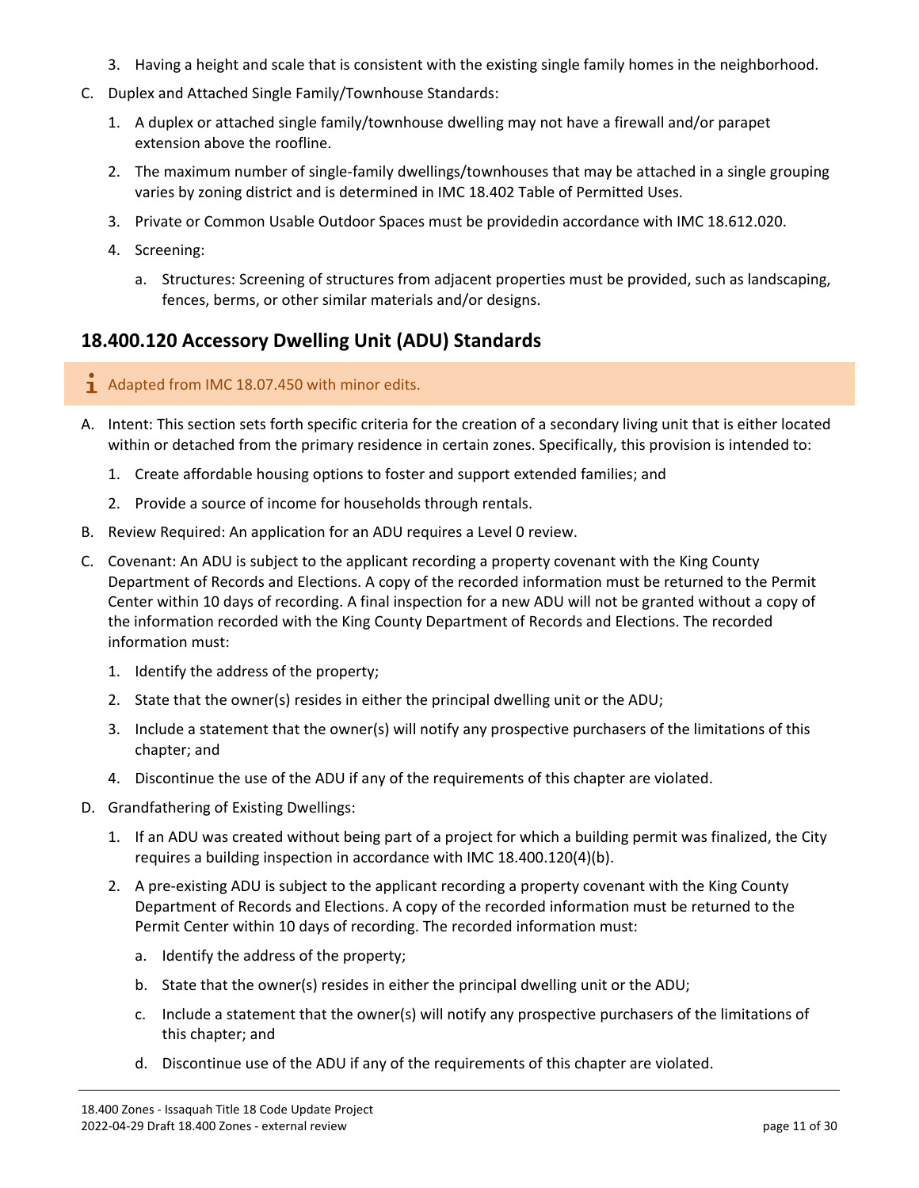3. Having a height and scale that is consistent with the existing single family homes in the neighborhood.

C. Duplex and Attached Single Family/Townhouse Standards:

   1. A duplex or attached single family/townhouse dwelling may not have a firewall and/or parapet extension above the roofline.
   2. The maximum number of single-family dwellings/townhouses that may be attached in a single grouping varies by zoning district and is determined in IMC 18.402 Table of Permitted Uses.
   3. Private or Common Usable Outdoor Spaces must be providedin accordance with IMC 18.612.020.
   4. Screening:
      a. Structures: Screening of structures from adjacent properties must be provided, such as landscaping, fences, berms, or other similar materials and/or designs.

## 18.400.120 Accessory Dwelling Unit (ADU) Standards

> Adapted from IMC 18.07.450 with minor edits.

A. Intent: This section sets forth specific criteria for the creation of a secondary living unit that is either located within or detached from the primary residence in certain zones. Specifically, this provision is intended to:

   1. Create affordable housing options to foster and support extended families; and
   2. Provide a source of income for households through rentals.

B. Review Required: An application for an ADU requires a Level 0 review.

C. Covenant: An ADU is subject to the applicant recording a property covenant with the King County Department of Records and Elections. A copy of the recorded information must be returned to the Permit Center within 10 days of recording. A final inspection for a new ADU will not be granted without a copy of the information recorded with the King County Department of Records and Elections. The recorded information must:

   1. Identify the address of the property;
   2. State that the owner(s) resides in either the principal dwelling unit or the ADU;
   3. Include a statement that the owner(s) will notify any prospective purchasers of the limitations of this chapter; and
   4. Discontinue the use of the ADU if any of the requirements of this chapter are violated.

D. Grandfathering of Existing Dwellings:

   1. If an ADU was created without being part of a project for which a building permit was finalized, the City requires a building inspection in accordance with IMC 18.400.120(4)(b).
   2. A pre-existing ADU is subject to the applicant recording a property covenant with the King County Department of Records and Elections. A copy of the recorded information must be returned to the Permit Center within 10 days of recording. The recorded information must:
      a. Identify the address of the property;
      b. State that the owner(s) resides in either the principal dwelling unit or the ADU;
      c. Include a statement that the owner(s) will notify any prospective purchasers of the limitations of this chapter; and
      d. Discontinue use of the ADU if any of the requirements of this chapter are violated.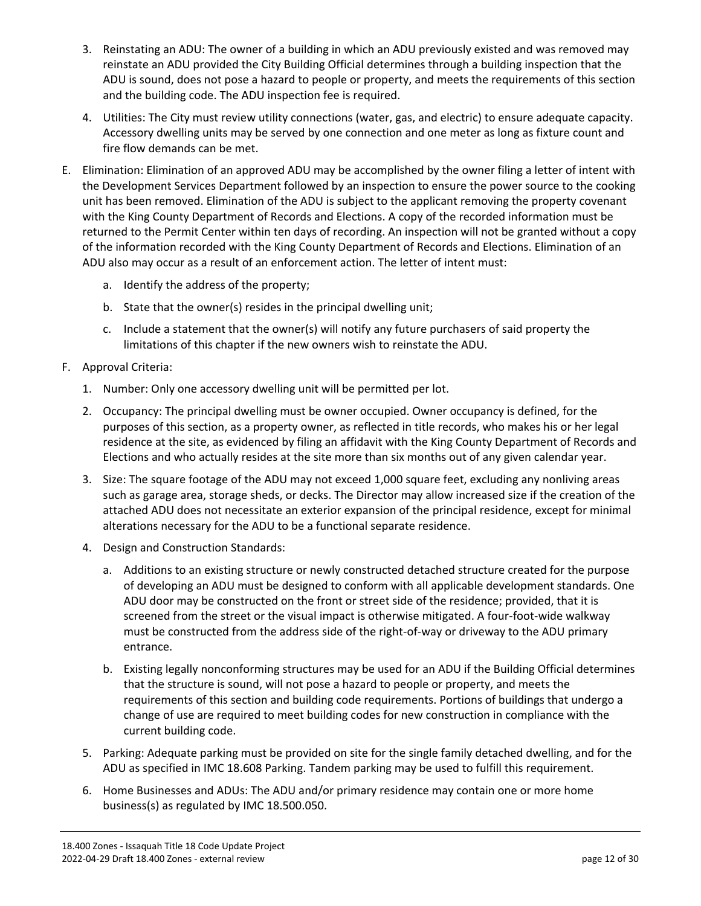3. Reinstating an ADU: The owner of a building in which an ADU previously existed and was removed may reinstate an ADU provided the City Building Official determines through a building inspection that the ADU is sound, does not pose a hazard to people or property, and meets the requirements of this section and the building code. The ADU inspection fee is required.

4. Utilities: The City must review utility connections (water, gas, and electric) to ensure adequate capacity. Accessory dwelling units may be served by one connection and one meter as long as fixture count and fire flow demands can be met.

E. Elimination: Elimination of an approved ADU may be accomplished by the owner filing a letter of intent with the Development Services Department followed by an inspection to ensure the power source to the cooking unit has been removed. Elimination of the ADU is subject to the applicant removing the property covenant with the King County Department of Records and Elections. A copy of the recorded information must be returned to the Permit Center within ten days of recording. An inspection will not be granted without a copy of the information recorded with the King County Department of Records and Elections. Elimination of an ADU also may occur as a result of an enforcement action. The letter of intent must:

   a. Identify the address of the property;

   b. State that the owner(s) resides in the principal dwelling unit;

   c. Include a statement that the owner(s) will notify any future purchasers of said property the limitations of this chapter if the new owners wish to reinstate the ADU.

F. Approval Criteria:

1. Number: Only one accessory dwelling unit will be permitted per lot.

2. Occupancy: The principal dwelling must be owner occupied. Owner occupancy is defined, for the purposes of this section, as a property owner, as reflected in title records, who makes his or her legal residence at the site, as evidenced by filing an affidavit with the King County Department of Records and Elections and who actually resides at the site more than six months out of any given calendar year.

3. Size: The square footage of the ADU may not exceed 1,000 square feet, excluding any nonliving areas such as garage area, storage sheds, or decks. The Director may allow increased size if the creation of the attached ADU does not necessitate an exterior expansion of the principal residence, except for minimal alterations necessary for the ADU to be a functional separate residence.

4. Design and Construction Standards:

   a. Additions to an existing structure or newly constructed detached structure created for the purpose of developing an ADU must be designed to conform with all applicable development standards. One ADU door may be constructed on the front or street side of the residence; provided, that it is screened from the street or the visual impact is otherwise mitigated. A four-foot-wide walkway must be constructed from the address side of the right-of-way or driveway to the ADU primary entrance.

   b. Existing legally nonconforming structures may be used for an ADU if the Building Official determines that the structure is sound, will not pose a hazard to people or property, and meets the requirements of this section and building code requirements. Portions of buildings that undergo a change of use are required to meet building codes for new construction in compliance with the current building code.

5. Parking: Adequate parking must be provided on site for the single family detached dwelling, and for the ADU as specified in IMC 18.608 Parking. Tandem parking may be used to fulfill this requirement.

6. Home Businesses and ADUs: The ADU and/or primary residence may contain one or more home business(s) as regulated by IMC 18.500.050.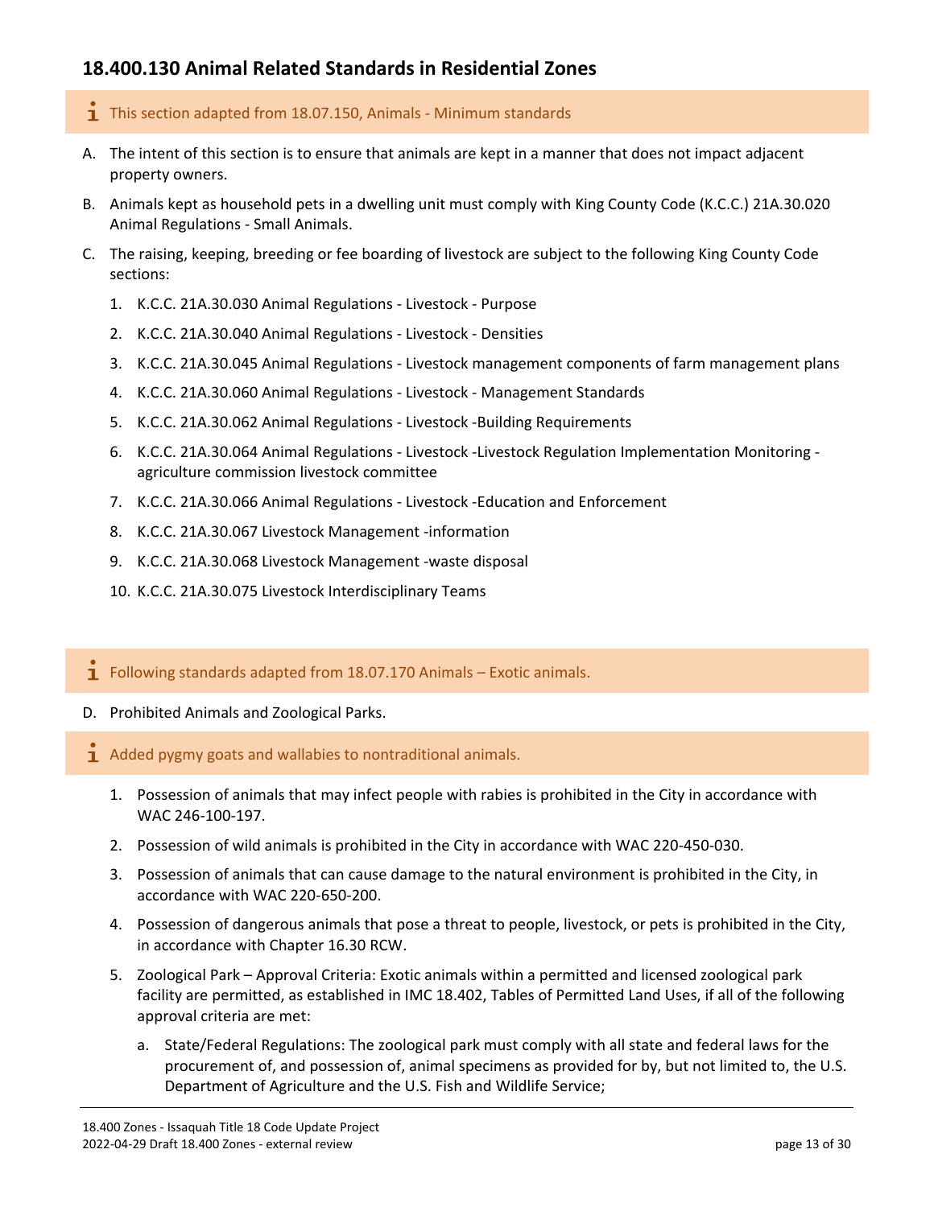## 18.400.130 Animal Related Standards in Residential Zones

> ℹ This section adapted from 18.07.150, Animals - Minimum standards

A. The intent of this section is to ensure that animals are kept in a manner that does not impact adjacent property owners.

B. Animals kept as household pets in a dwelling unit must comply with King County Code (K.C.C.) 21A.30.020 Animal Regulations - Small Animals.

C. The raising, keeping, breeding or fee boarding of livestock are subject to the following King County Code sections:

1. K.C.C. 21A.30.030 Animal Regulations - Livestock - Purpose
2. K.C.C. 21A.30.040 Animal Regulations - Livestock - Densities
3. K.C.C. 21A.30.045 Animal Regulations - Livestock management components of farm management plans
4. K.C.C. 21A.30.060 Animal Regulations - Livestock - Management Standards
5. K.C.C. 21A.30.062 Animal Regulations - Livestock -Building Requirements
6. K.C.C. 21A.30.064 Animal Regulations - Livestock -Livestock Regulation Implementation Monitoring - agriculture commission livestock committee
7. K.C.C. 21A.30.066 Animal Regulations - Livestock -Education and Enforcement
8. K.C.C. 21A.30.067 Livestock Management -information
9. K.C.C. 21A.30.068 Livestock Management -waste disposal
10. K.C.C. 21A.30.075 Livestock Interdisciplinary Teams

> ℹ Following standards adapted from 18.07.170 Animals – Exotic animals.

D. Prohibited Animals and Zoological Parks.

> ℹ Added pygmy goats and wallabies to nontraditional animals.

1. Possession of animals that may infect people with rabies is prohibited in the City in accordance with WAC 246-100-197.
2. Possession of wild animals is prohibited in the City in accordance with WAC 220-450-030.
3. Possession of animals that can cause damage to the natural environment is prohibited in the City, in accordance with WAC 220-650-200.
4. Possession of dangerous animals that pose a threat to people, livestock, or pets is prohibited in the City, in accordance with Chapter 16.30 RCW.
5. Zoological Park – Approval Criteria: Exotic animals within a permitted and licensed zoological park facility are permitted, as established in IMC 18.402, Tables of Permitted Land Uses, if all of the following approval criteria are met:
   a. State/Federal Regulations: The zoological park must comply with all state and federal laws for the procurement of, and possession of, animal specimens as provided for by, but not limited to, the U.S. Department of Agriculture and the U.S. Fish and Wildlife Service;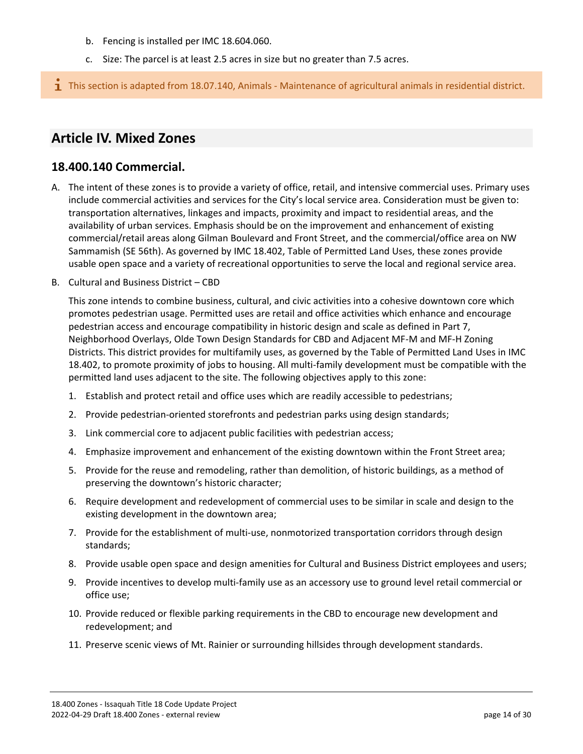b. Fencing is installed per IMC 18.604.060.

c. Size: The parcel is at least 2.5 acres in size but no greater than 7.5 acres.

> This section is adapted from 18.07.140, Animals - Maintenance of agricultural animals in residential district.

## Article IV. Mixed Zones

### 18.400.140 Commercial.

A. The intent of these zones is to provide a variety of office, retail, and intensive commercial uses. Primary uses include commercial activities and services for the City's local service area. Consideration must be given to: transportation alternatives, linkages and impacts, proximity and impact to residential areas, and the availability of urban services. Emphasis should be on the improvement and enhancement of existing commercial/retail areas along Gilman Boulevard and Front Street, and the commercial/office area on NW Sammamish (SE 56th). As governed by IMC 18.402, Table of Permitted Land Uses, these zones provide usable open space and a variety of recreational opportunities to serve the local and regional service area.

B. Cultural and Business District – CBD

This zone intends to combine business, cultural, and civic activities into a cohesive downtown core which promotes pedestrian usage. Permitted uses are retail and office activities which enhance and encourage pedestrian access and encourage compatibility in historic design and scale as defined in Part 7, Neighborhood Overlays, Olde Town Design Standards for CBD and Adjacent MF-M and MF-H Zoning Districts. This district provides for multifamily uses, as governed by the Table of Permitted Land Uses in IMC 18.402, to promote proximity of jobs to housing. All multi-family development must be compatible with the permitted land uses adjacent to the site. The following objectives apply to this zone:

1. Establish and protect retail and office uses which are readily accessible to pedestrians;
2. Provide pedestrian-oriented storefronts and pedestrian parks using design standards;
3. Link commercial core to adjacent public facilities with pedestrian access;
4. Emphasize improvement and enhancement of the existing downtown within the Front Street area;
5. Provide for the reuse and remodeling, rather than demolition, of historic buildings, as a method of preserving the downtown's historic character;
6. Require development and redevelopment of commercial uses to be similar in scale and design to the existing development in the downtown area;
7. Provide for the establishment of multi-use, nonmotorized transportation corridors through design standards;
8. Provide usable open space and design amenities for Cultural and Business District employees and users;
9. Provide incentives to develop multi-family use as an accessory use to ground level retail commercial or office use;
10. Provide reduced or flexible parking requirements in the CBD to encourage new development and redevelopment; and
11. Preserve scenic views of Mt. Rainier or surrounding hillsides through development standards.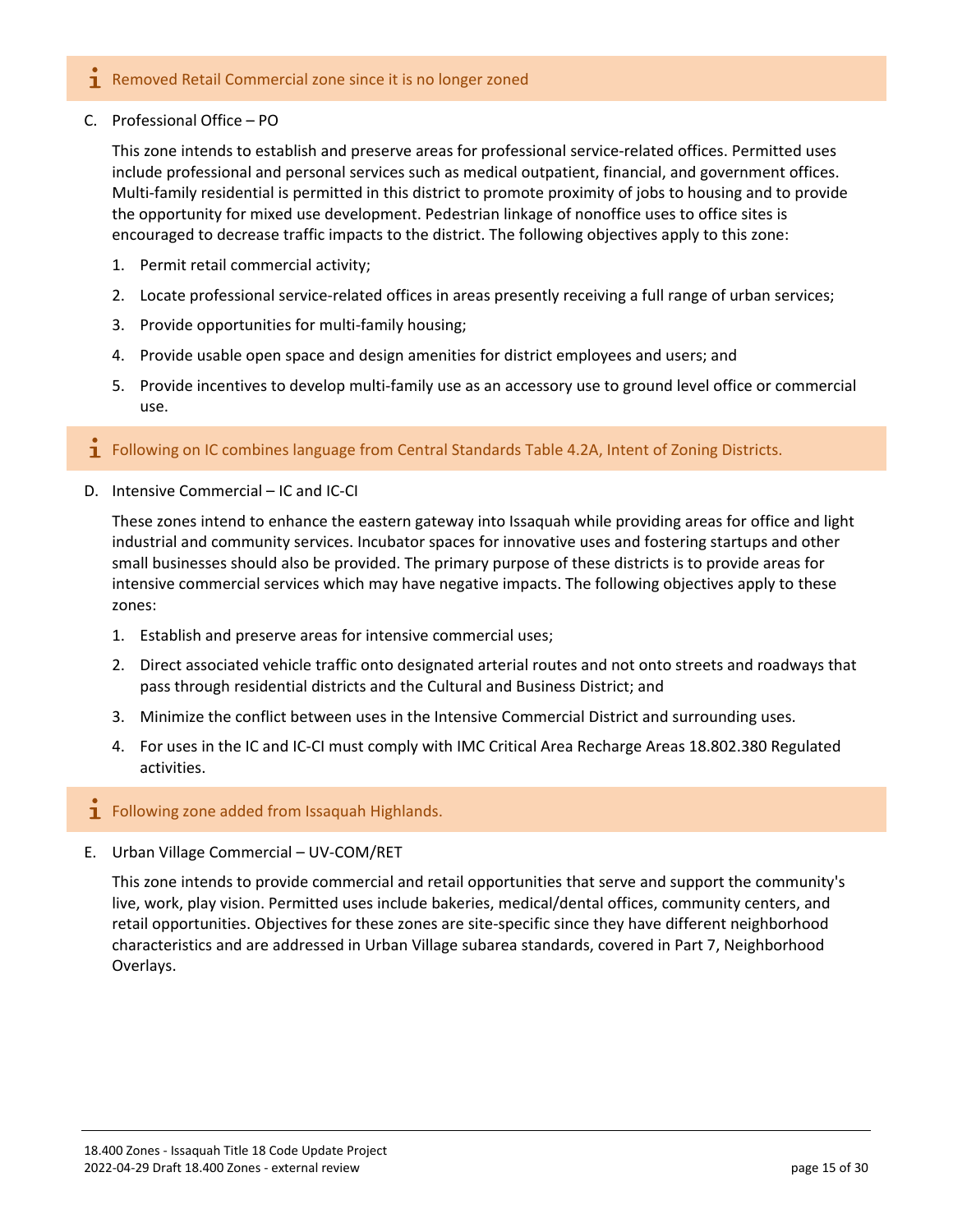> ℹ Removed Retail Commercial zone since it is no longer zoned

C. Professional Office – PO

This zone intends to establish and preserve areas for professional service-related offices. Permitted uses include professional and personal services such as medical outpatient, financial, and government offices. Multi-family residential is permitted in this district to promote proximity of jobs to housing and to provide the opportunity for mixed use development. Pedestrian linkage of nonoffice uses to office sites is encouraged to decrease traffic impacts to the district. The following objectives apply to this zone:

1. Permit retail commercial activity;
2. Locate professional service-related offices in areas presently receiving a full range of urban services;
3. Provide opportunities for multi-family housing;
4. Provide usable open space and design amenities for district employees and users; and
5. Provide incentives to develop multi-family use as an accessory use to ground level office or commercial use.

> ℹ Following on IC combines language from Central Standards Table 4.2A, Intent of Zoning Districts.

D. Intensive Commercial – IC and IC-CI

These zones intend to enhance the eastern gateway into Issaquah while providing areas for office and light industrial and community services. Incubator spaces for innovative uses and fostering startups and other small businesses should also be provided. The primary purpose of these districts is to provide areas for intensive commercial services which may have negative impacts. The following objectives apply to these zones:

1. Establish and preserve areas for intensive commercial uses;
2. Direct associated vehicle traffic onto designated arterial routes and not onto streets and roadways that pass through residential districts and the Cultural and Business District; and
3. Minimize the conflict between uses in the Intensive Commercial District and surrounding uses.
4. For uses in the IC and IC-CI must comply with IMC Critical Area Recharge Areas 18.802.380 Regulated activities.

> ℹ Following zone added from Issaquah Highlands.

E. Urban Village Commercial – UV-COM/RET

This zone intends to provide commercial and retail opportunities that serve and support the community's live, work, play vision. Permitted uses include bakeries, medical/dental offices, community centers, and retail opportunities. Objectives for these zones are site-specific since they have different neighborhood characteristics and are addressed in Urban Village subarea standards, covered in Part 7, Neighborhood Overlays.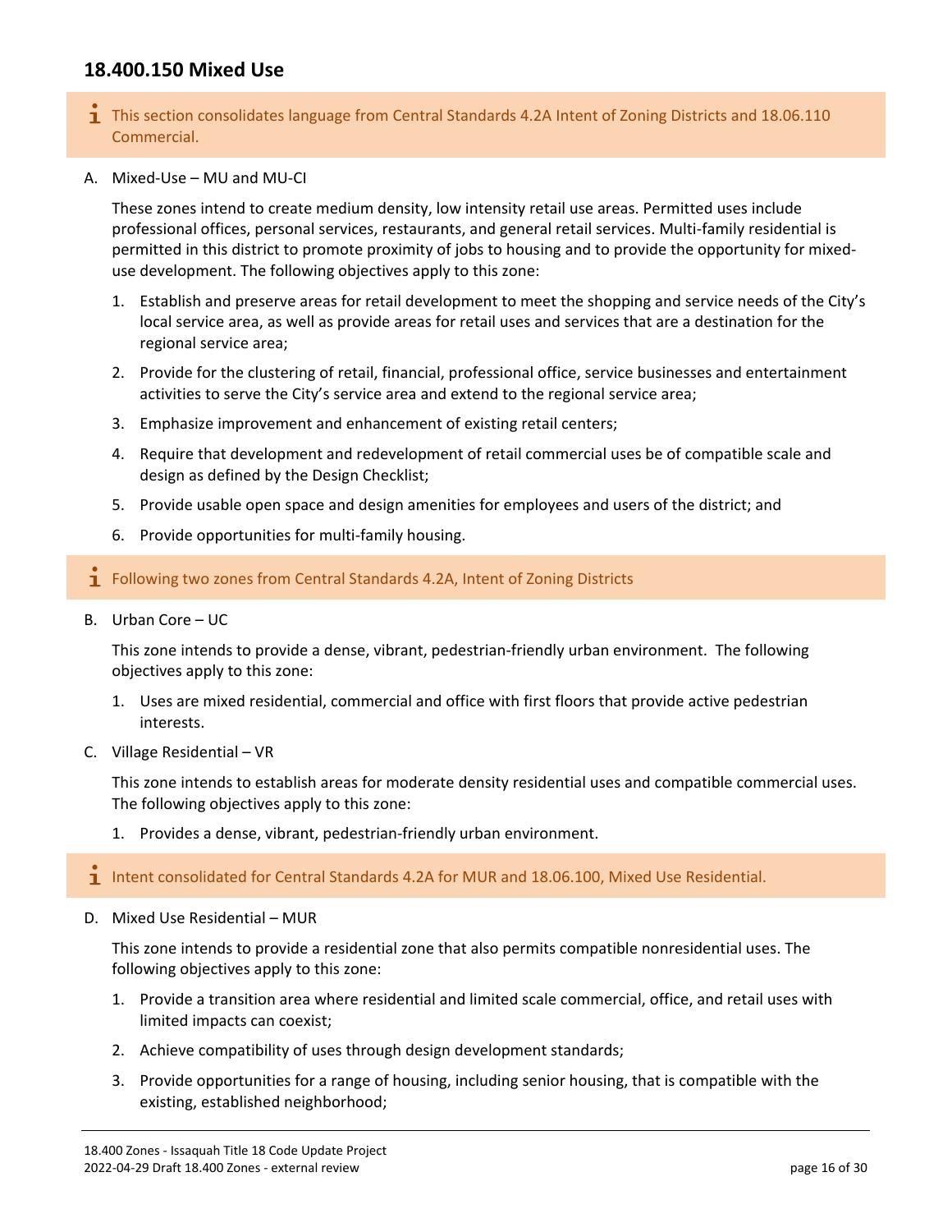## 18.400.150 Mixed Use

> ℹ This section consolidates language from Central Standards 4.2A Intent of Zoning Districts and 18.06.110 Commercial.

A. Mixed-Use – MU and MU-CI

These zones intend to create medium density, low intensity retail use areas. Permitted uses include professional offices, personal services, restaurants, and general retail services. Multi-family residential is permitted in this district to promote proximity of jobs to housing and to provide the opportunity for mixed-use development. The following objectives apply to this zone:

1. Establish and preserve areas for retail development to meet the shopping and service needs of the City's local service area, as well as provide areas for retail uses and services that are a destination for the regional service area;
2. Provide for the clustering of retail, financial, professional office, service businesses and entertainment activities to serve the City's service area and extend to the regional service area;
3. Emphasize improvement and enhancement of existing retail centers;
4. Require that development and redevelopment of retail commercial uses be of compatible scale and design as defined by the Design Checklist;
5. Provide usable open space and design amenities for employees and users of the district; and
6. Provide opportunities for multi-family housing.

> ℹ Following two zones from Central Standards 4.2A, Intent of Zoning Districts

B. Urban Core – UC

This zone intends to provide a dense, vibrant, pedestrian-friendly urban environment. The following objectives apply to this zone:

1. Uses are mixed residential, commercial and office with first floors that provide active pedestrian interests.

C. Village Residential – VR

This zone intends to establish areas for moderate density residential uses and compatible commercial uses. The following objectives apply to this zone:

1. Provides a dense, vibrant, pedestrian-friendly urban environment.

> ℹ Intent consolidated for Central Standards 4.2A for MUR and 18.06.100, Mixed Use Residential.

D. Mixed Use Residential – MUR

This zone intends to provide a residential zone that also permits compatible nonresidential uses. The following objectives apply to this zone:

1. Provide a transition area where residential and limited scale commercial, office, and retail uses with limited impacts can coexist;
2. Achieve compatibility of uses through design development standards;
3. Provide opportunities for a range of housing, including senior housing, that is compatible with the existing, established neighborhood;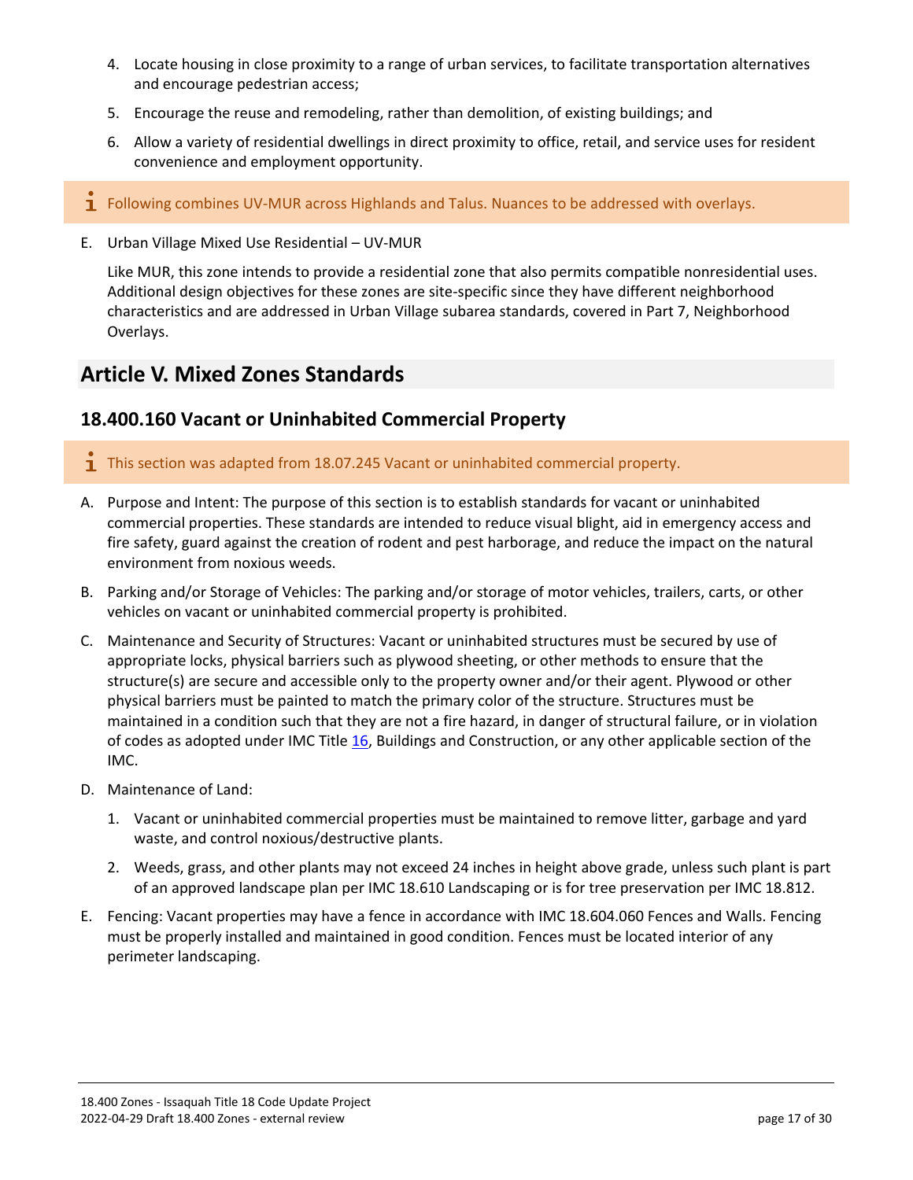4. Locate housing in close proximity to a range of urban services, to facilitate transportation alternatives and encourage pedestrian access;
5. Encourage the reuse and remodeling, rather than demolition, of existing buildings; and
6. Allow a variety of residential dwellings in direct proximity to office, retail, and service uses for resident convenience and employment opportunity.

> Following combines UV-MUR across Highlands and Talus. Nuances to be addressed with overlays.

E. Urban Village Mixed Use Residential – UV-MUR

   Like MUR, this zone intends to provide a residential zone that also permits compatible nonresidential uses. Additional design objectives for these zones are site-specific since they have different neighborhood characteristics and are addressed in Urban Village subarea standards, covered in Part 7, Neighborhood Overlays.

## Article V. Mixed Zones Standards

### 18.400.160 Vacant or Uninhabited Commercial Property

> This section was adapted from 18.07.245 Vacant or uninhabited commercial property.

A. Purpose and Intent: The purpose of this section is to establish standards for vacant or uninhabited commercial properties. These standards are intended to reduce visual blight, aid in emergency access and fire safety, guard against the creation of rodent and pest harborage, and reduce the impact on the natural environment from noxious weeds.

B. Parking and/or Storage of Vehicles: The parking and/or storage of motor vehicles, trailers, carts, or other vehicles on vacant or uninhabited commercial property is prohibited.

C. Maintenance and Security of Structures: Vacant or uninhabited structures must be secured by use of appropriate locks, physical barriers such as plywood sheeting, or other methods to ensure that the structure(s) are secure and accessible only to the property owner and/or their agent. Plywood or other physical barriers must be painted to match the primary color of the structure. Structures must be maintained in a condition such that they are not a fire hazard, in danger of structural failure, or in violation of codes as adopted under IMC Title 16, Buildings and Construction, or any other applicable section of the IMC.

D. Maintenance of Land:

   1. Vacant or uninhabited commercial properties must be maintained to remove litter, garbage and yard waste, and control noxious/destructive plants.
   2. Weeds, grass, and other plants may not exceed 24 inches in height above grade, unless such plant is part of an approved landscape plan per IMC 18.610 Landscaping or is for tree preservation per IMC 18.812.

E. Fencing: Vacant properties may have a fence in accordance with IMC 18.604.060 Fences and Walls. Fencing must be properly installed and maintained in good condition. Fences must be located interior of any perimeter landscaping.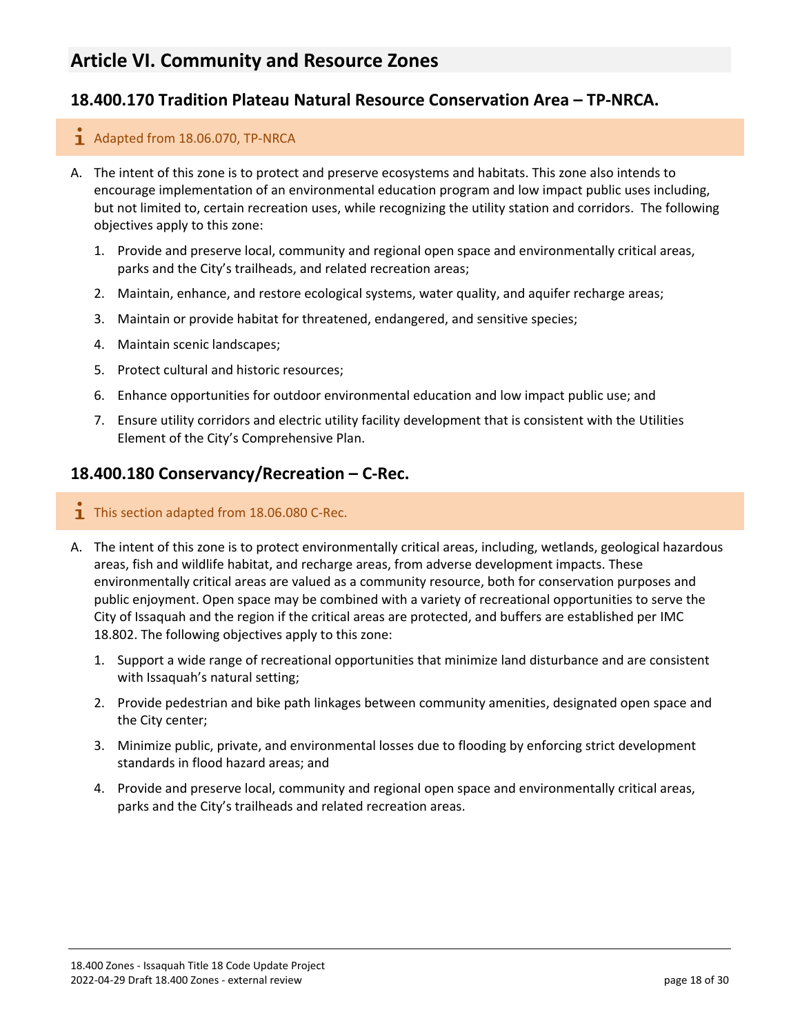## Article VI. Community and Resource Zones

### 18.400.170 Tradition Plateau Natural Resource Conservation Area – TP-NRCA.

> Adapted from 18.06.070, TP-NRCA

A. The intent of this zone is to protect and preserve ecosystems and habitats. This zone also intends to encourage implementation of an environmental education program and low impact public uses including, but not limited to, certain recreation uses, while recognizing the utility station and corridors. The following objectives apply to this zone:

   1. Provide and preserve local, community and regional open space and environmentally critical areas, parks and the City's trailheads, and related recreation areas;

   2. Maintain, enhance, and restore ecological systems, water quality, and aquifer recharge areas;

   3. Maintain or provide habitat for threatened, endangered, and sensitive species;

   4. Maintain scenic landscapes;

   5. Protect cultural and historic resources;

   6. Enhance opportunities for outdoor environmental education and low impact public use; and

   7. Ensure utility corridors and electric utility facility development that is consistent with the Utilities Element of the City's Comprehensive Plan.

### 18.400.180 Conservancy/Recreation – C-Rec.

> This section adapted from 18.06.080 C-Rec.

A. The intent of this zone is to protect environmentally critical areas, including, wetlands, geological hazardous areas, fish and wildlife habitat, and recharge areas, from adverse development impacts. These environmentally critical areas are valued as a community resource, both for conservation purposes and public enjoyment. Open space may be combined with a variety of recreational opportunities to serve the City of Issaquah and the region if the critical areas are protected, and buffers are established per IMC 18.802. The following objectives apply to this zone:

   1. Support a wide range of recreational opportunities that minimize land disturbance and are consistent with Issaquah's natural setting;

   2. Provide pedestrian and bike path linkages between community amenities, designated open space and the City center;

   3. Minimize public, private, and environmental losses due to flooding by enforcing strict development standards in flood hazard areas; and

   4. Provide and preserve local, community and regional open space and environmentally critical areas, parks and the City's trailheads and related recreation areas.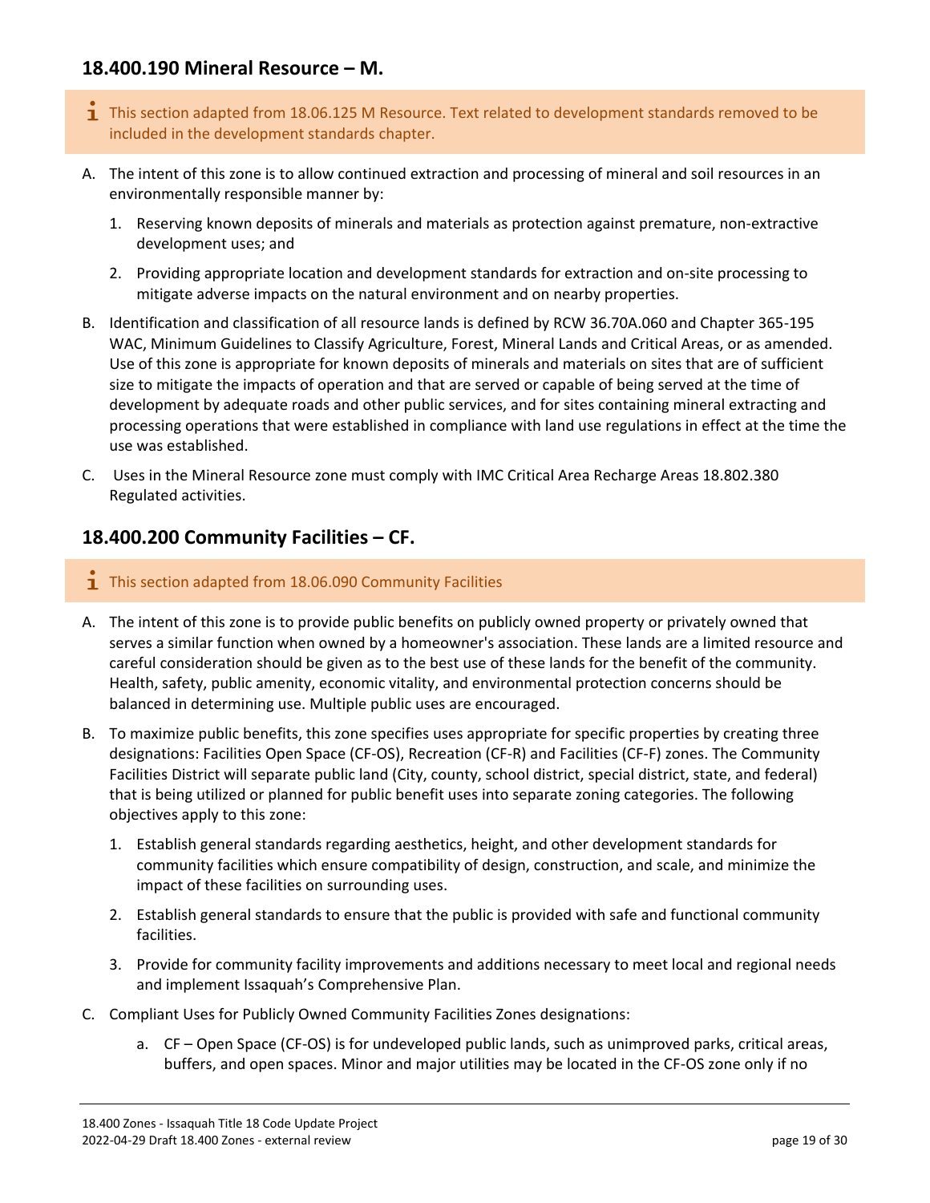## 18.400.190 Mineral Resource – M.

> ℹ This section adapted from 18.06.125 M Resource. Text related to development standards removed to be included in the development standards chapter.

A. The intent of this zone is to allow continued extraction and processing of mineral and soil resources in an environmentally responsible manner by:

   1. Reserving known deposits of minerals and materials as protection against premature, non-extractive development uses; and

   2. Providing appropriate location and development standards for extraction and on-site processing to mitigate adverse impacts on the natural environment and on nearby properties.

B. Identification and classification of all resource lands is defined by RCW 36.70A.060 and Chapter 365-195 WAC, Minimum Guidelines to Classify Agriculture, Forest, Mineral Lands and Critical Areas, or as amended. Use of this zone is appropriate for known deposits of minerals and materials on sites that are of sufficient size to mitigate the impacts of operation and that are served or capable of being served at the time of development by adequate roads and other public services, and for sites containing mineral extracting and processing operations that were established in compliance with land use regulations in effect at the time the use was established.

C. Uses in the Mineral Resource zone must comply with IMC Critical Area Recharge Areas 18.802.380 Regulated activities.

## 18.400.200 Community Facilities – CF.

> ℹ This section adapted from 18.06.090 Community Facilities

A. The intent of this zone is to provide public benefits on publicly owned property or privately owned that serves a similar function when owned by a homeowner's association. These lands are a limited resource and careful consideration should be given as to the best use of these lands for the benefit of the community. Health, safety, public amenity, economic vitality, and environmental protection concerns should be balanced in determining use. Multiple public uses are encouraged.

B. To maximize public benefits, this zone specifies uses appropriate for specific properties by creating three designations: Facilities Open Space (CF-OS), Recreation (CF-R) and Facilities (CF-F) zones. The Community Facilities District will separate public land (City, county, school district, special district, state, and federal) that is being utilized or planned for public benefit uses into separate zoning categories. The following objectives apply to this zone:

   1. Establish general standards regarding aesthetics, height, and other development standards for community facilities which ensure compatibility of design, construction, and scale, and minimize the impact of these facilities on surrounding uses.

   2. Establish general standards to ensure that the public is provided with safe and functional community facilities.

   3. Provide for community facility improvements and additions necessary to meet local and regional needs and implement Issaquah's Comprehensive Plan.

C. Compliant Uses for Publicly Owned Community Facilities Zones designations:

   a. CF – Open Space (CF-OS) is for undeveloped public lands, such as unimproved parks, critical areas, buffers, and open spaces. Minor and major utilities may be located in the CF-OS zone only if no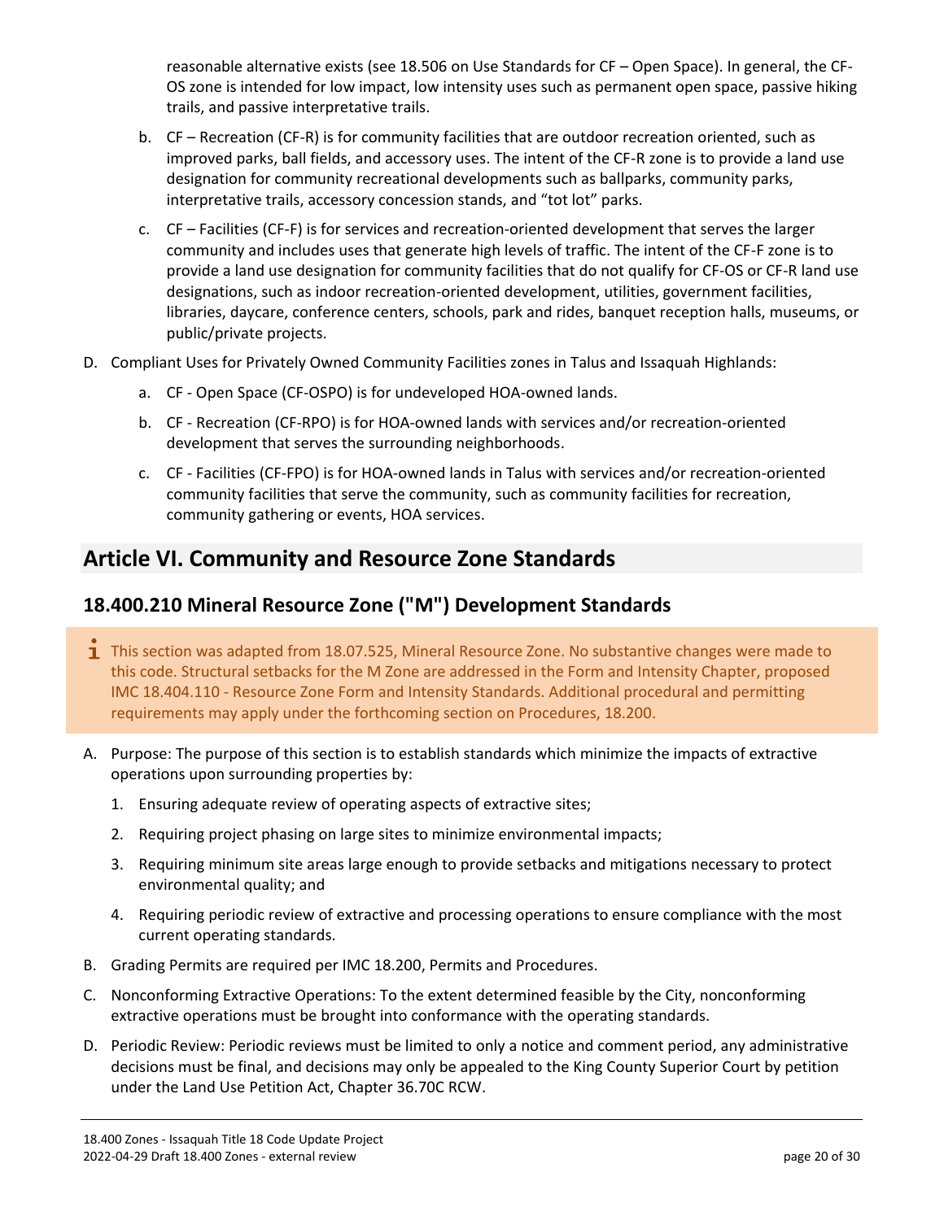reasonable alternative exists (see 18.506 on Use Standards for CF – Open Space). In general, the CF-OS zone is intended for low impact, low intensity uses such as permanent open space, passive hiking trails, and passive interpretative trails.

b. CF – Recreation (CF-R) is for community facilities that are outdoor recreation oriented, such as improved parks, ball fields, and accessory uses. The intent of the CF-R zone is to provide a land use designation for community recreational developments such as ballparks, community parks, interpretative trails, accessory concession stands, and "tot lot" parks.

c. CF – Facilities (CF-F) is for services and recreation-oriented development that serves the larger community and includes uses that generate high levels of traffic. The intent of the CF-F zone is to provide a land use designation for community facilities that do not qualify for CF-OS or CF-R land use designations, such as indoor recreation-oriented development, utilities, government facilities, libraries, daycare, conference centers, schools, park and rides, banquet reception halls, museums, or public/private projects.

D. Compliant Uses for Privately Owned Community Facilities zones in Talus and Issaquah Highlands:

a. CF - Open Space (CF-OSPO) is for undeveloped HOA-owned lands.

b. CF - Recreation (CF-RPO) is for HOA-owned lands with services and/or recreation-oriented development that serves the surrounding neighborhoods.

c. CF - Facilities (CF-FPO) is for HOA-owned lands in Talus with services and/or recreation-oriented community facilities that serve the community, such as community facilities for recreation, community gathering or events, HOA services.

## Article VI. Community and Resource Zone Standards

### 18.400.210 Mineral Resource Zone ("M") Development Standards

> This section was adapted from 18.07.525, Mineral Resource Zone. No substantive changes were made to this code. Structural setbacks for the M Zone are addressed in the Form and Intensity Chapter, proposed IMC 18.404.110 - Resource Zone Form and Intensity Standards. Additional procedural and permitting requirements may apply under the forthcoming section on Procedures, 18.200.

A. Purpose: The purpose of this section is to establish standards which minimize the impacts of extractive operations upon surrounding properties by:

1. Ensuring adequate review of operating aspects of extractive sites;
2. Requiring project phasing on large sites to minimize environmental impacts;
3. Requiring minimum site areas large enough to provide setbacks and mitigations necessary to protect environmental quality; and
4. Requiring periodic review of extractive and processing operations to ensure compliance with the most current operating standards.

B. Grading Permits are required per IMC 18.200, Permits and Procedures.

C. Nonconforming Extractive Operations: To the extent determined feasible by the City, nonconforming extractive operations must be brought into conformance with the operating standards.

D. Periodic Review: Periodic reviews must be limited to only a notice and comment period, any administrative decisions must be final, and decisions may only be appealed to the King County Superior Court by petition under the Land Use Petition Act, Chapter 36.70C RCW.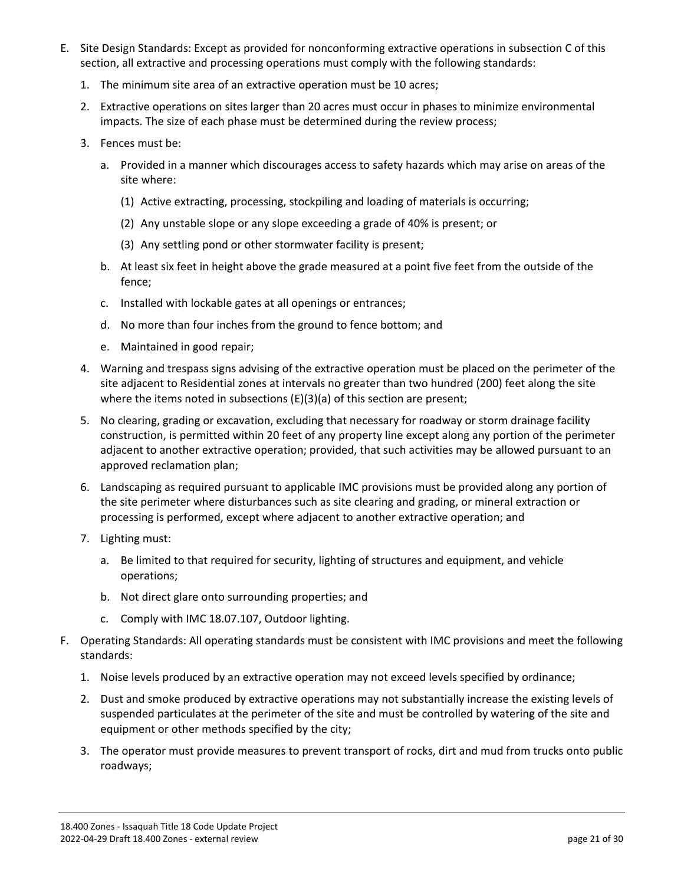E. Site Design Standards: Except as provided for nonconforming extractive operations in subsection C of this section, all extractive and processing operations must comply with the following standards:

   1. The minimum site area of an extractive operation must be 10 acres;

   2. Extractive operations on sites larger than 20 acres must occur in phases to minimize environmental impacts. The size of each phase must be determined during the review process;

   3. Fences must be:

      a. Provided in a manner which discourages access to safety hazards which may arise on areas of the site where:

         (1) Active extracting, processing, stockpiling and loading of materials is occurring;

         (2) Any unstable slope or any slope exceeding a grade of 40% is present; or

         (3) Any settling pond or other stormwater facility is present;

      b. At least six feet in height above the grade measured at a point five feet from the outside of the fence;

      c. Installed with lockable gates at all openings or entrances;

      d. No more than four inches from the ground to fence bottom; and

      e. Maintained in good repair;

   4. Warning and trespass signs advising of the extractive operation must be placed on the perimeter of the site adjacent to Residential zones at intervals no greater than two hundred (200) feet along the site where the items noted in subsections (E)(3)(a) of this section are present;

   5. No clearing, grading or excavation, excluding that necessary for roadway or storm drainage facility construction, is permitted within 20 feet of any property line except along any portion of the perimeter adjacent to another extractive operation; provided, that such activities may be allowed pursuant to an approved reclamation plan;

   6. Landscaping as required pursuant to applicable IMC provisions must be provided along any portion of the site perimeter where disturbances such as site clearing and grading, or mineral extraction or processing is performed, except where adjacent to another extractive operation; and

   7. Lighting must:

      a. Be limited to that required for security, lighting of structures and equipment, and vehicle operations;

      b. Not direct glare onto surrounding properties; and

      c. Comply with IMC 18.07.107, Outdoor lighting.

F. Operating Standards: All operating standards must be consistent with IMC provisions and meet the following standards:

   1. Noise levels produced by an extractive operation may not exceed levels specified by ordinance;

   2. Dust and smoke produced by extractive operations may not substantially increase the existing levels of suspended particulates at the perimeter of the site and must be controlled by watering of the site and equipment or other methods specified by the city;

   3. The operator must provide measures to prevent transport of rocks, dirt and mud from trucks onto public roadways;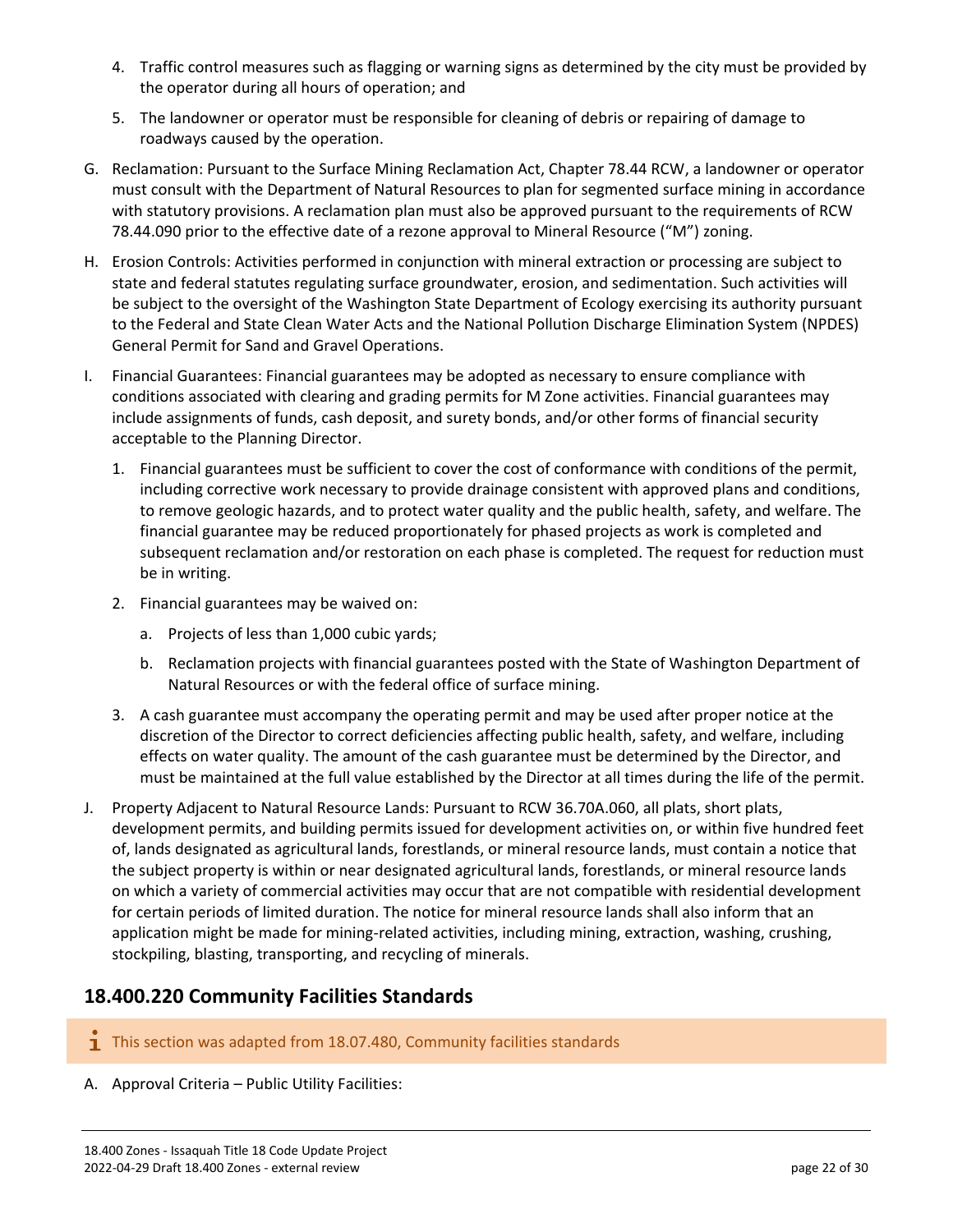4. Traffic control measures such as flagging or warning signs as determined by the city must be provided by the operator during all hours of operation; and
5. The landowner or operator must be responsible for cleaning of debris or repairing of damage to roadways caused by the operation.

G. Reclamation: Pursuant to the Surface Mining Reclamation Act, Chapter 78.44 RCW, a landowner or operator must consult with the Department of Natural Resources to plan for segmented surface mining in accordance with statutory provisions. A reclamation plan must also be approved pursuant to the requirements of RCW 78.44.090 prior to the effective date of a rezone approval to Mineral Resource ("M") zoning.

H. Erosion Controls: Activities performed in conjunction with mineral extraction or processing are subject to state and federal statutes regulating surface groundwater, erosion, and sedimentation. Such activities will be subject to the oversight of the Washington State Department of Ecology exercising its authority pursuant to the Federal and State Clean Water Acts and the National Pollution Discharge Elimination System (NPDES) General Permit for Sand and Gravel Operations.

I. Financial Guarantees: Financial guarantees may be adopted as necessary to ensure compliance with conditions associated with clearing and grading permits for M Zone activities. Financial guarantees may include assignments of funds, cash deposit, and surety bonds, and/or other forms of financial security acceptable to the Planning Director.

   1. Financial guarantees must be sufficient to cover the cost of conformance with conditions of the permit, including corrective work necessary to provide drainage consistent with approved plans and conditions, to remove geologic hazards, and to protect water quality and the public health, safety, and welfare. The financial guarantee may be reduced proportionately for phased projects as work is completed and subsequent reclamation and/or restoration on each phase is completed. The request for reduction must be in writing.
   2. Financial guarantees may be waived on:
      a. Projects of less than 1,000 cubic yards;
      b. Reclamation projects with financial guarantees posted with the State of Washington Department of Natural Resources or with the federal office of surface mining.
   3. A cash guarantee must accompany the operating permit and may be used after proper notice at the discretion of the Director to correct deficiencies affecting public health, safety, and welfare, including effects on water quality. The amount of the cash guarantee must be determined by the Director, and must be maintained at the full value established by the Director at all times during the life of the permit.

J. Property Adjacent to Natural Resource Lands: Pursuant to RCW 36.70A.060, all plats, short plats, development permits, and building permits issued for development activities on, or within five hundred feet of, lands designated as agricultural lands, forestlands, or mineral resource lands, must contain a notice that the subject property is within or near designated agricultural lands, forestlands, or mineral resource lands on which a variety of commercial activities may occur that are not compatible with residential development for certain periods of limited duration. The notice for mineral resource lands shall also inform that an application might be made for mining-related activities, including mining, extraction, washing, crushing, stockpiling, blasting, transporting, and recycling of minerals.

## 18.400.220 Community Facilities Standards

> This section was adapted from 18.07.480, Community facilities standards

A. Approval Criteria – Public Utility Facilities: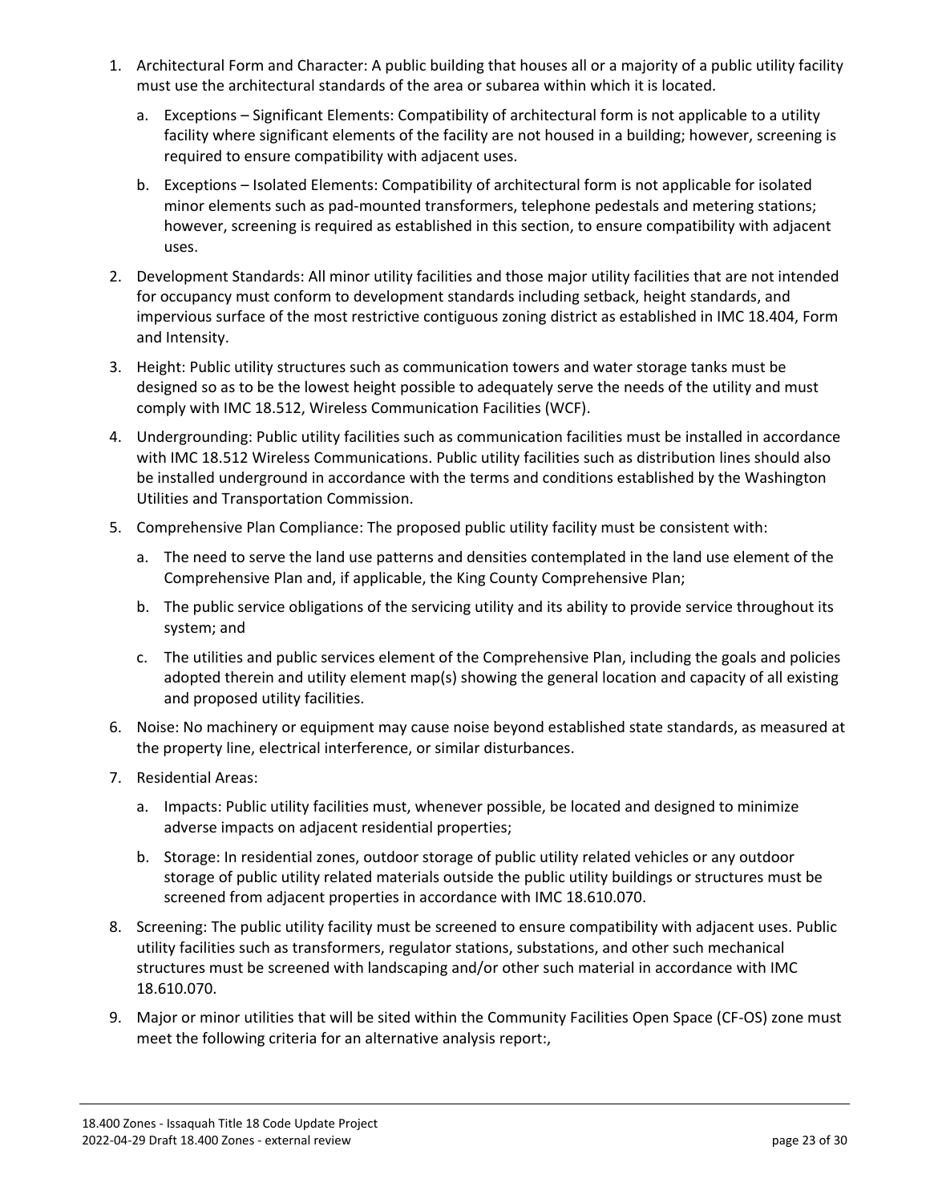1. Architectural Form and Character: A public building that houses all or a majority of a public utility facility must use the architectural standards of the area or subarea within which it is located.
   a. Exceptions – Significant Elements: Compatibility of architectural form is not applicable to a utility facility where significant elements of the facility are not housed in a building; however, screening is required to ensure compatibility with adjacent uses.
   b. Exceptions – Isolated Elements: Compatibility of architectural form is not applicable for isolated minor elements such as pad-mounted transformers, telephone pedestals and metering stations; however, screening is required as established in this section, to ensure compatibility with adjacent uses.
2. Development Standards: All minor utility facilities and those major utility facilities that are not intended for occupancy must conform to development standards including setback, height standards, and impervious surface of the most restrictive contiguous zoning district as established in IMC 18.404, Form and Intensity.
3. Height: Public utility structures such as communication towers and water storage tanks must be designed so as to be the lowest height possible to adequately serve the needs of the utility and must comply with IMC 18.512, Wireless Communication Facilities (WCF).
4. Undergrounding: Public utility facilities such as communication facilities must be installed in accordance with IMC 18.512 Wireless Communications. Public utility facilities such as distribution lines should also be installed underground in accordance with the terms and conditions established by the Washington Utilities and Transportation Commission.
5. Comprehensive Plan Compliance: The proposed public utility facility must be consistent with:
   a. The need to serve the land use patterns and densities contemplated in the land use element of the Comprehensive Plan and, if applicable, the King County Comprehensive Plan;
   b. The public service obligations of the servicing utility and its ability to provide service throughout its system; and
   c. The utilities and public services element of the Comprehensive Plan, including the goals and policies adopted therein and utility element map(s) showing the general location and capacity of all existing and proposed utility facilities.
6. Noise: No machinery or equipment may cause noise beyond established state standards, as measured at the property line, electrical interference, or similar disturbances.
7. Residential Areas:
   a. Impacts: Public utility facilities must, whenever possible, be located and designed to minimize adverse impacts on adjacent residential properties;
   b. Storage: In residential zones, outdoor storage of public utility related vehicles or any outdoor storage of public utility related materials outside the public utility buildings or structures must be screened from adjacent properties in accordance with IMC 18.610.070.
8. Screening: The public utility facility must be screened to ensure compatibility with adjacent uses. Public utility facilities such as transformers, regulator stations, substations, and other such mechanical structures must be screened with landscaping and/or other such material in accordance with IMC 18.610.070.
9. Major or minor utilities that will be sited within the Community Facilities Open Space (CF-OS) zone must meet the following criteria for an alternative analysis report:,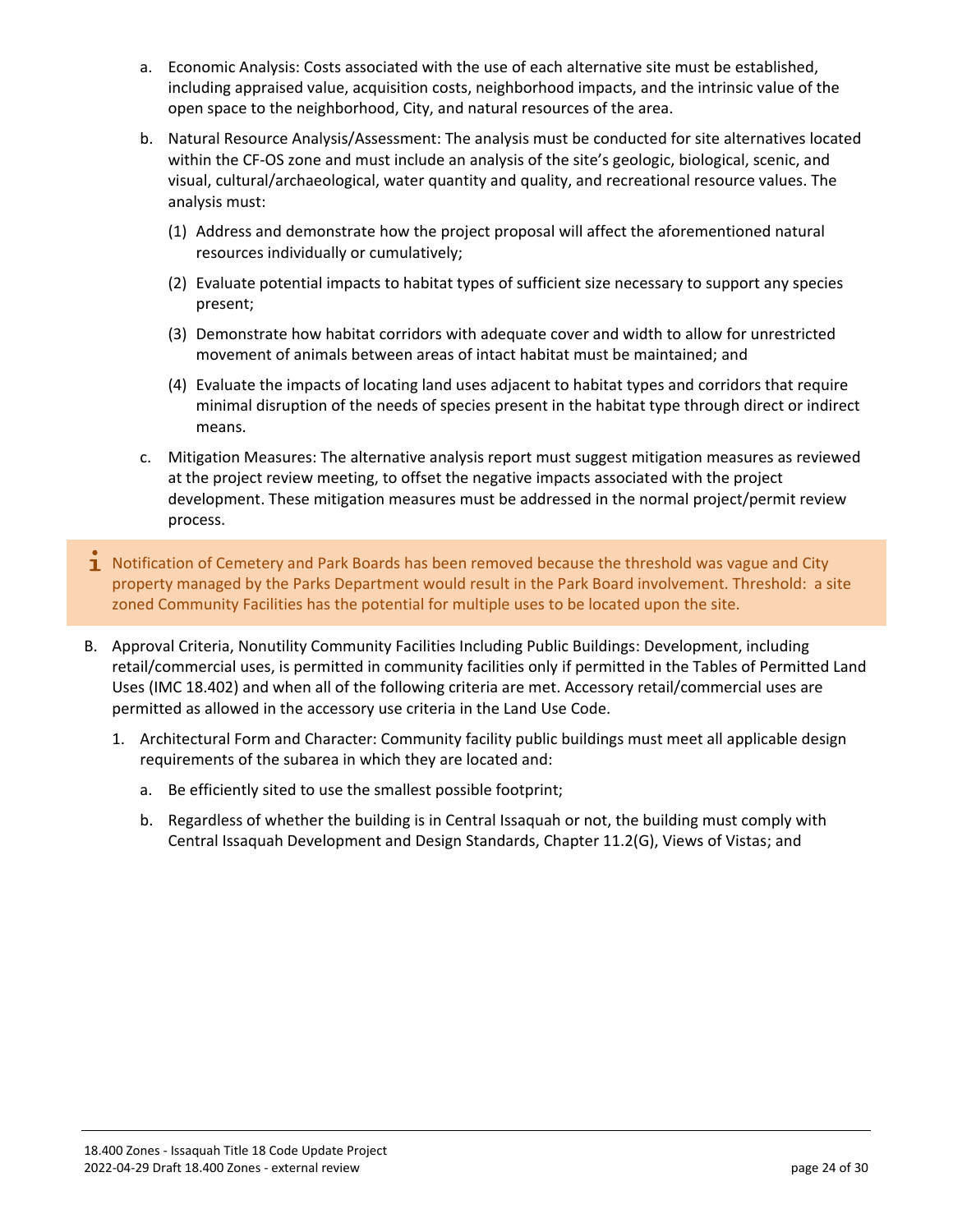a. Economic Analysis: Costs associated with the use of each alternative site must be established, including appraised value, acquisition costs, neighborhood impacts, and the intrinsic value of the open space to the neighborhood, City, and natural resources of the area.

b. Natural Resource Analysis/Assessment: The analysis must be conducted for site alternatives located within the CF-OS zone and must include an analysis of the site's geologic, biological, scenic, and visual, cultural/archaeological, water quantity and quality, and recreational resource values. The analysis must:

(1) Address and demonstrate how the project proposal will affect the aforementioned natural resources individually or cumulatively;

(2) Evaluate potential impacts to habitat types of sufficient size necessary to support any species present;

(3) Demonstrate how habitat corridors with adequate cover and width to allow for unrestricted movement of animals between areas of intact habitat must be maintained; and

(4) Evaluate the impacts of locating land uses adjacent to habitat types and corridors that require minimal disruption of the needs of species present in the habitat type through direct or indirect means.

c. Mitigation Measures: The alternative analysis report must suggest mitigation measures as reviewed at the project review meeting, to offset the negative impacts associated with the project development. These mitigation measures must be addressed in the normal project/permit review process.

> ℹ Notification of Cemetery and Park Boards has been removed because the threshold was vague and City property managed by the Parks Department would result in the Park Board involvement. Threshold: a site zoned Community Facilities has the potential for multiple uses to be located upon the site.

B. Approval Criteria, Nonutility Community Facilities Including Public Buildings: Development, including retail/commercial uses, is permitted in community facilities only if permitted in the Tables of Permitted Land Uses (IMC 18.402) and when all of the following criteria are met. Accessory retail/commercial uses are permitted as allowed in the accessory use criteria in the Land Use Code.

1. Architectural Form and Character: Community facility public buildings must meet all applicable design requirements of the subarea in which they are located and:

   a. Be efficiently sited to use the smallest possible footprint;

   b. Regardless of whether the building is in Central Issaquah or not, the building must comply with Central Issaquah Development and Design Standards, Chapter 11.2(G), Views of Vistas; and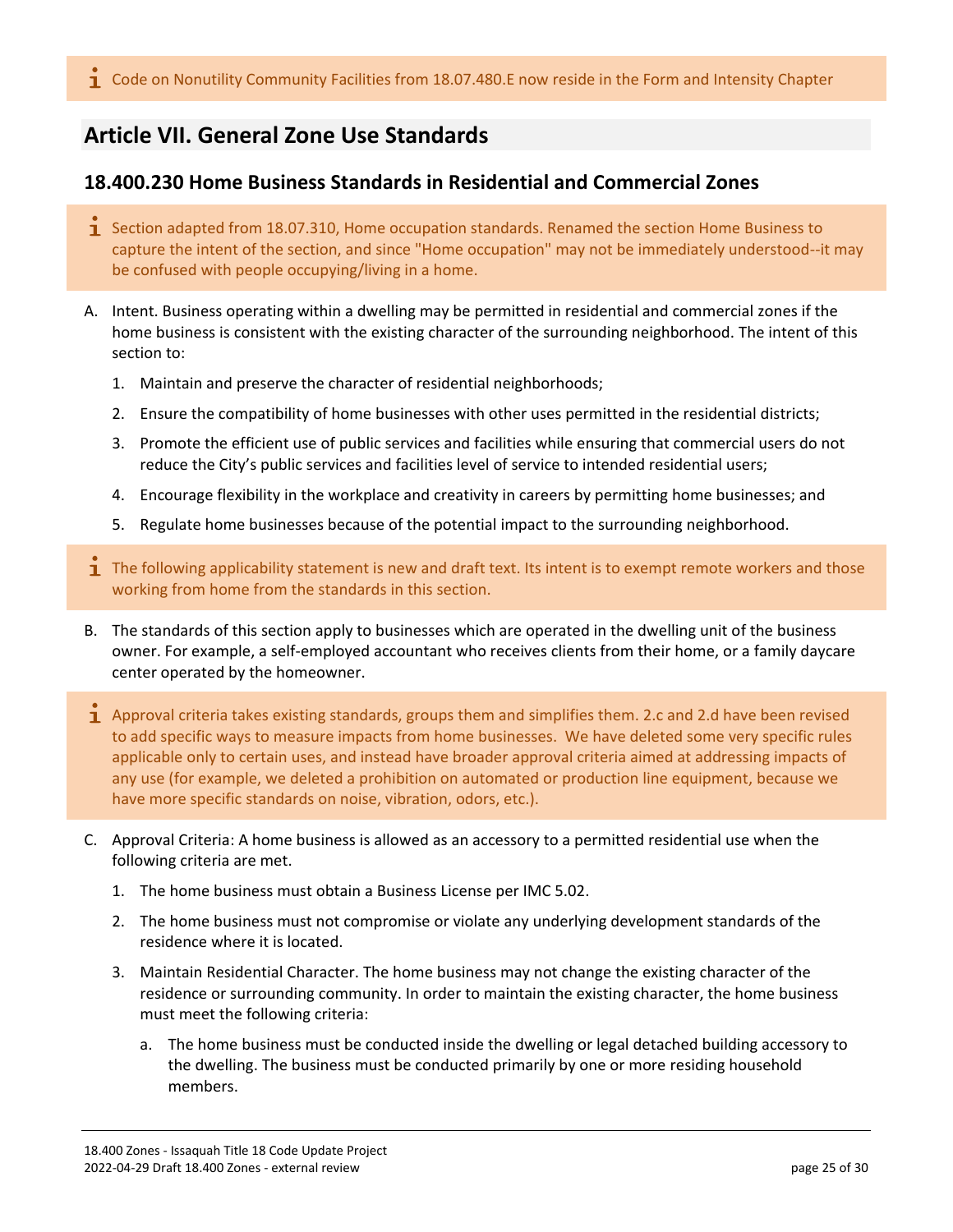ℹ Code on Nonutility Community Facilities from 18.07.480.E now reside in the Form and Intensity Chapter

## Article VII. General Zone Use Standards

### 18.400.230 Home Business Standards in Residential and Commercial Zones

ℹ Section adapted from 18.07.310, Home occupation standards. Renamed the section Home Business to capture the intent of the section, and since "Home occupation" may not be immediately understood--it may be confused with people occupying/living in a home.

A. Intent. Business operating within a dwelling may be permitted in residential and commercial zones if the home business is consistent with the existing character of the surrounding neighborhood. The intent of this section to:

   1. Maintain and preserve the character of residential neighborhoods;
   2. Ensure the compatibility of home businesses with other uses permitted in the residential districts;
   3. Promote the efficient use of public services and facilities while ensuring that commercial users do not reduce the City's public services and facilities level of service to intended residential users;
   4. Encourage flexibility in the workplace and creativity in careers by permitting home businesses; and
   5. Regulate home businesses because of the potential impact to the surrounding neighborhood.

ℹ The following applicability statement is new and draft text. Its intent is to exempt remote workers and those working from home from the standards in this section.

B. The standards of this section apply to businesses which are operated in the dwelling unit of the business owner. For example, a self-employed accountant who receives clients from their home, or a family daycare center operated by the homeowner.

ℹ Approval criteria takes existing standards, groups them and simplifies them. 2.c and 2.d have been revised to add specific ways to measure impacts from home businesses. We have deleted some very specific rules applicable only to certain uses, and instead have broader approval criteria aimed at addressing impacts of any use (for example, we deleted a prohibition on automated or production line equipment, because we have more specific standards on noise, vibration, odors, etc.).

C. Approval Criteria: A home business is allowed as an accessory to a permitted residential use when the following criteria are met.

   1. The home business must obtain a Business License per IMC 5.02.
   2. The home business must not compromise or violate any underlying development standards of the residence where it is located.
   3. Maintain Residential Character. The home business may not change the existing character of the residence or surrounding community. In order to maintain the existing character, the home business must meet the following criteria:

      a. The home business must be conducted inside the dwelling or legal detached building accessory to the dwelling. The business must be conducted primarily by one or more residing household members.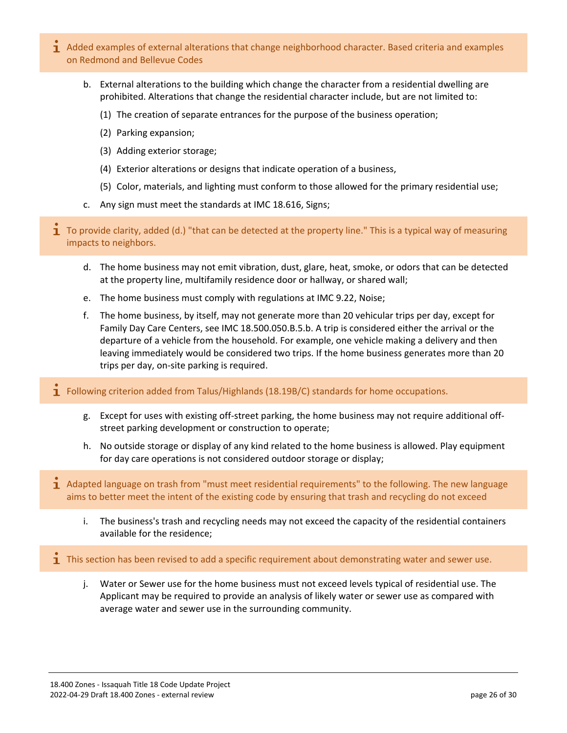> ℹ Added examples of external alterations that change neighborhood character. Based criteria and examples on Redmond and Bellevue Codes

b. External alterations to the building which change the character from a residential dwelling are prohibited. Alterations that change the residential character include, but are not limited to:

   (1) The creation of separate entrances for the purpose of the business operation;

   (2) Parking expansion;

   (3) Adding exterior storage;

   (4) Exterior alterations or designs that indicate operation of a business,

   (5) Color, materials, and lighting must conform to those allowed for the primary residential use;

c. Any sign must meet the standards at IMC 18.616, Signs;

> ℹ To provide clarity, added (d.) "that can be detected at the property line." This is a typical way of measuring impacts to neighbors.

d. The home business may not emit vibration, dust, glare, heat, smoke, or odors that can be detected at the property line, multifamily residence door or hallway, or shared wall;

e. The home business must comply with regulations at IMC 9.22, Noise;

f. The home business, by itself, may not generate more than 20 vehicular trips per day, except for Family Day Care Centers, see IMC 18.500.050.B.5.b. A trip is considered either the arrival or the departure of a vehicle from the household. For example, one vehicle making a delivery and then leaving immediately would be considered two trips. If the home business generates more than 20 trips per day, on-site parking is required.

> ℹ Following criterion added from Talus/Highlands (18.19B/C) standards for home occupations.

g. Except for uses with existing off-street parking, the home business may not require additional off-street parking development or construction to operate;

h. No outside storage or display of any kind related to the home business is allowed. Play equipment for day care operations is not considered outdoor storage or display;

> ℹ Adapted language on trash from "must meet residential requirements" to the following. The new language aims to better meet the intent of the existing code by ensuring that trash and recycling do not exceed

i. The business's trash and recycling needs may not exceed the capacity of the residential containers available for the residence;

> ℹ This section has been revised to add a specific requirement about demonstrating water and sewer use.

j. Water or Sewer use for the home business must not exceed levels typical of residential use. The Applicant may be required to provide an analysis of likely water or sewer use as compared with average water and sewer use in the surrounding community.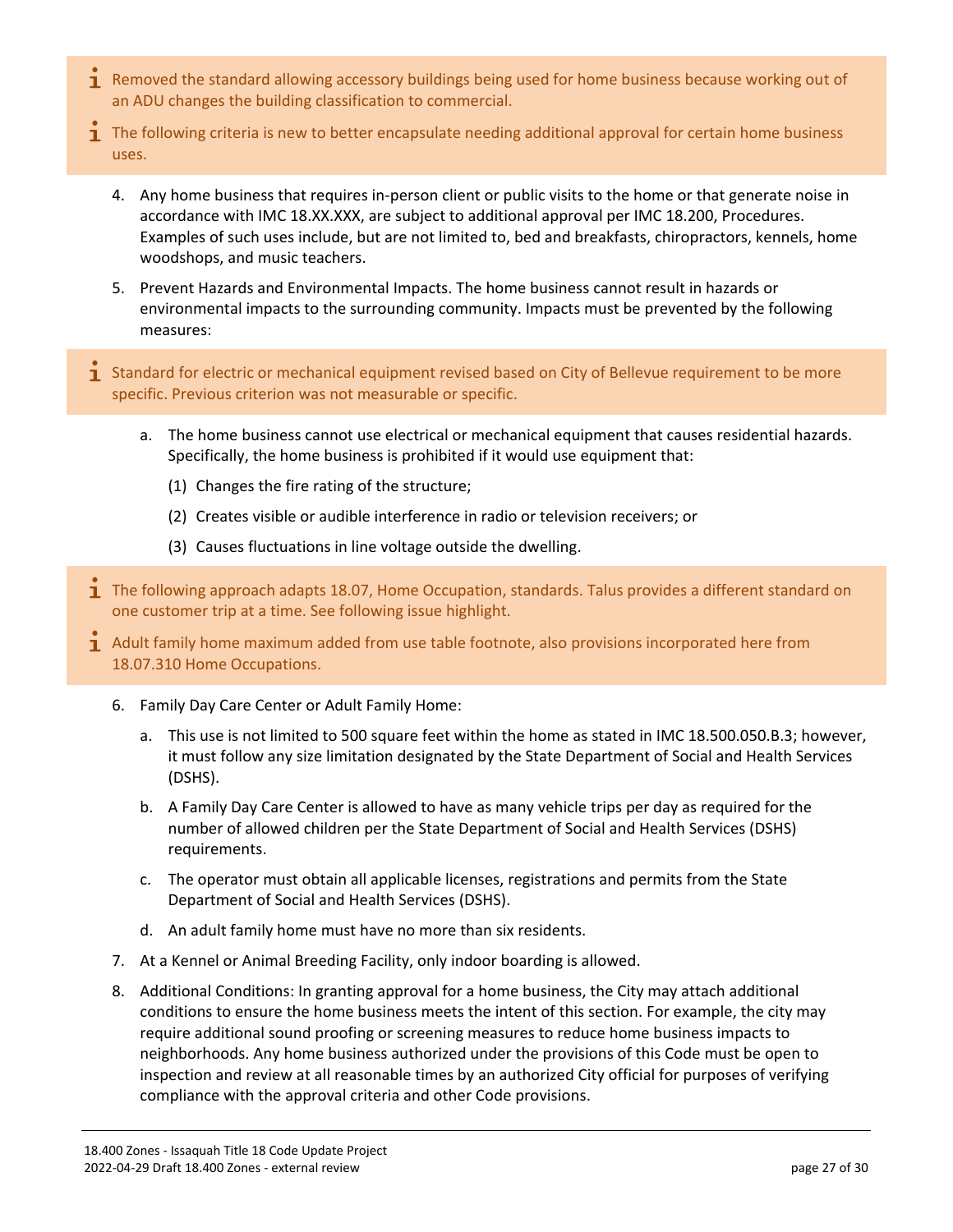> ℹ Removed the standard allowing accessory buildings being used for home business because working out of an ADU changes the building classification to commercial.
>
> ℹ The following criteria is new to better encapsulate needing additional approval for certain home business uses.

4. Any home business that requires in-person client or public visits to the home or that generate noise in accordance with IMC 18.XX.XXX, are subject to additional approval per IMC 18.200, Procedures. Examples of such uses include, but are not limited to, bed and breakfasts, chiropractors, kennels, home woodshops, and music teachers.
5. Prevent Hazards and Environmental Impacts. The home business cannot result in hazards or environmental impacts to the surrounding community. Impacts must be prevented by the following measures:

> ℹ Standard for electric or mechanical equipment revised based on City of Bellevue requirement to be more specific. Previous criterion was not measurable or specific.

   a. The home business cannot use electrical or mechanical equipment that causes residential hazards. Specifically, the home business is prohibited if it would use equipment that:

      (1) Changes the fire rating of the structure;

      (2) Creates visible or audible interference in radio or television receivers; or

      (3) Causes fluctuations in line voltage outside the dwelling.

> ℹ The following approach adapts 18.07, Home Occupation, standards. Talus provides a different standard on one customer trip at a time. See following issue highlight.
>
> ℹ Adult family home maximum added from use table footnote, also provisions incorporated here from 18.07.310 Home Occupations.

6. Family Day Care Center or Adult Family Home:
   a. This use is not limited to 500 square feet within the home as stated in IMC 18.500.050.B.3; however, it must follow any size limitation designated by the State Department of Social and Health Services (DSHS).
   b. A Family Day Care Center is allowed to have as many vehicle trips per day as required for the number of allowed children per the State Department of Social and Health Services (DSHS) requirements.
   c. The operator must obtain all applicable licenses, registrations and permits from the State Department of Social and Health Services (DSHS).
   d. An adult family home must have no more than six residents.
7. At a Kennel or Animal Breeding Facility, only indoor boarding is allowed.
8. Additional Conditions: In granting approval for a home business, the City may attach additional conditions to ensure the home business meets the intent of this section. For example, the city may require additional sound proofing or screening measures to reduce home business impacts to neighborhoods. Any home business authorized under the provisions of this Code must be open to inspection and review at all reasonable times by an authorized City official for purposes of verifying compliance with the approval criteria and other Code provisions.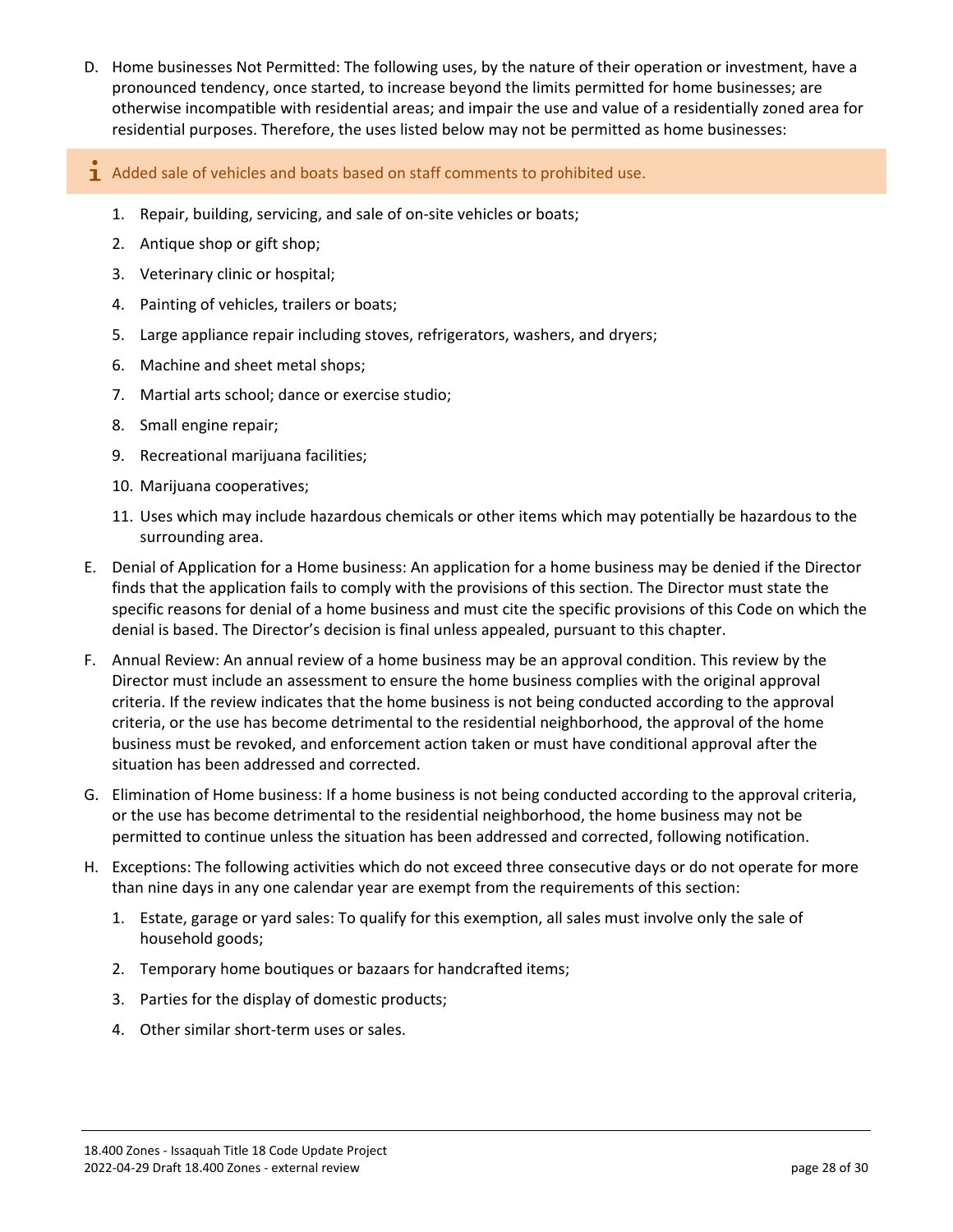D. Home businesses Not Permitted: The following uses, by the nature of their operation or investment, have a pronounced tendency, once started, to increase beyond the limits permitted for home businesses; are otherwise incompatible with residential areas; and impair the use and value of a residentially zoned area for residential purposes. Therefore, the uses listed below may not be permitted as home businesses:

> Added sale of vehicles and boats based on staff comments to prohibited use.

1. Repair, building, servicing, and sale of on-site vehicles or boats;
2. Antique shop or gift shop;
3. Veterinary clinic or hospital;
4. Painting of vehicles, trailers or boats;
5. Large appliance repair including stoves, refrigerators, washers, and dryers;
6. Machine and sheet metal shops;
7. Martial arts school; dance or exercise studio;
8. Small engine repair;
9. Recreational marijuana facilities;
10. Marijuana cooperatives;
11. Uses which may include hazardous chemicals or other items which may potentially be hazardous to the surrounding area.

E. Denial of Application for a Home business: An application for a home business may be denied if the Director finds that the application fails to comply with the provisions of this section. The Director must state the specific reasons for denial of a home business and must cite the specific provisions of this Code on which the denial is based. The Director's decision is final unless appealed, pursuant to this chapter.

F. Annual Review: An annual review of a home business may be an approval condition. This review by the Director must include an assessment to ensure the home business complies with the original approval criteria. If the review indicates that the home business is not being conducted according to the approval criteria, or the use has become detrimental to the residential neighborhood, the approval of the home business must be revoked, and enforcement action taken or must have conditional approval after the situation has been addressed and corrected.

G. Elimination of Home business: If a home business is not being conducted according to the approval criteria, or the use has become detrimental to the residential neighborhood, the home business may not be permitted to continue unless the situation has been addressed and corrected, following notification.

H. Exceptions: The following activities which do not exceed three consecutive days or do not operate for more than nine days in any one calendar year are exempt from the requirements of this section:

1. Estate, garage or yard sales: To qualify for this exemption, all sales must involve only the sale of household goods;
2. Temporary home boutiques or bazaars for handcrafted items;
3. Parties for the display of domestic products;
4. Other similar short-term uses or sales.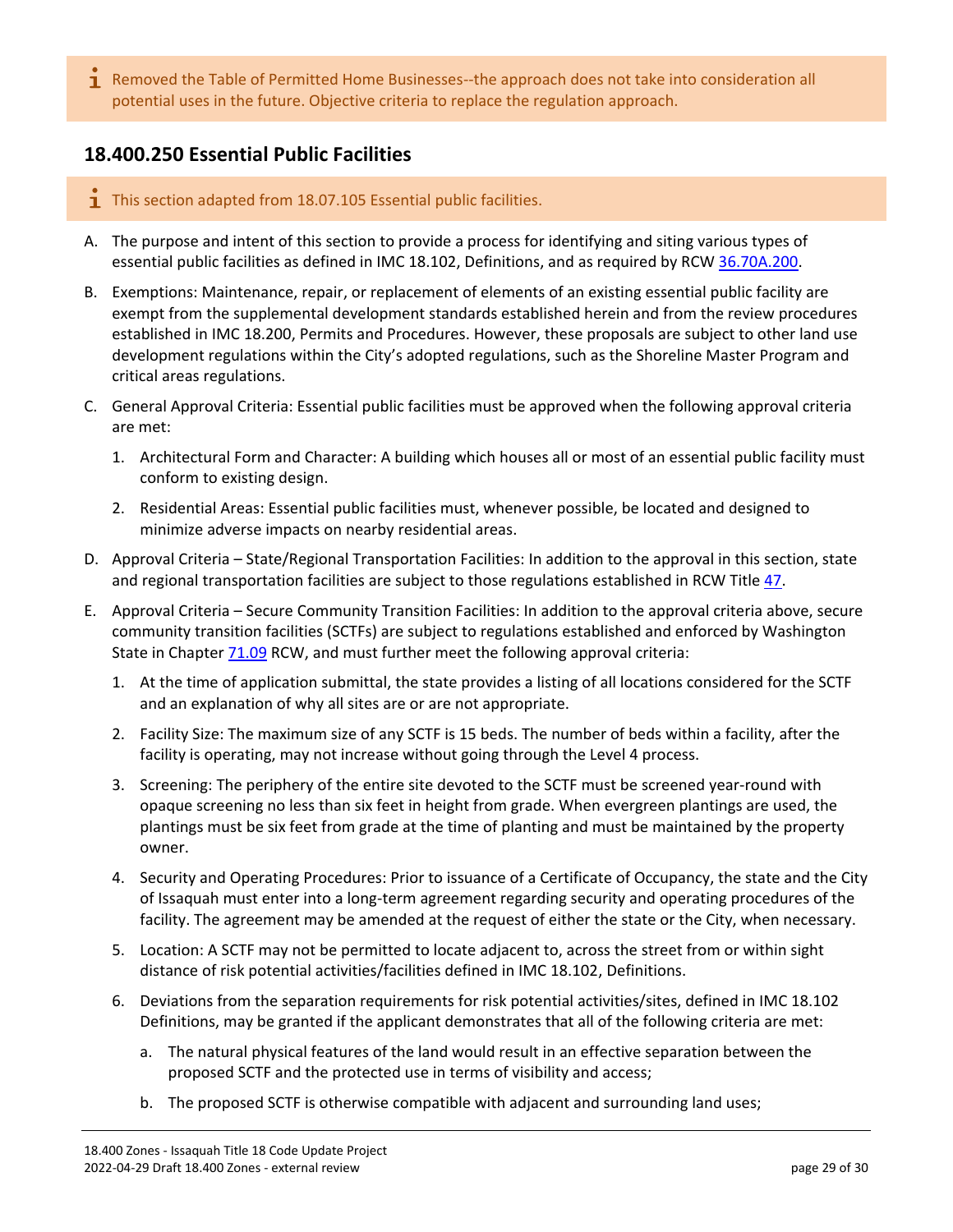> ℹ Removed the Table of Permitted Home Businesses--the approach does not take into consideration all potential uses in the future. Objective criteria to replace the regulation approach.

## 18.400.250 Essential Public Facilities

> ℹ This section adapted from 18.07.105 Essential public facilities.

A. The purpose and intent of this section to provide a process for identifying and siting various types of essential public facilities as defined in IMC 18.102, Definitions, and as required by RCW 36.70A.200.

B. Exemptions: Maintenance, repair, or replacement of elements of an existing essential public facility are exempt from the supplemental development standards established herein and from the review procedures established in IMC 18.200, Permits and Procedures. However, these proposals are subject to other land use development regulations within the City's adopted regulations, such as the Shoreline Master Program and critical areas regulations.

C. General Approval Criteria: Essential public facilities must be approved when the following approval criteria are met:

   1. Architectural Form and Character: A building which houses all or most of an essential public facility must conform to existing design.

   2. Residential Areas: Essential public facilities must, whenever possible, be located and designed to minimize adverse impacts on nearby residential areas.

D. Approval Criteria – State/Regional Transportation Facilities: In addition to the approval in this section, state and regional transportation facilities are subject to those regulations established in RCW Title 47.

E. Approval Criteria – Secure Community Transition Facilities: In addition to the approval criteria above, secure community transition facilities (SCTFs) are subject to regulations established and enforced by Washington State in Chapter 71.09 RCW, and must further meet the following approval criteria:

   1. At the time of application submittal, the state provides a listing of all locations considered for the SCTF and an explanation of why all sites are or are not appropriate.

   2. Facility Size: The maximum size of any SCTF is 15 beds. The number of beds within a facility, after the facility is operating, may not increase without going through the Level 4 process.

   3. Screening: The periphery of the entire site devoted to the SCTF must be screened year-round with opaque screening no less than six feet in height from grade. When evergreen plantings are used, the plantings must be six feet from grade at the time of planting and must be maintained by the property owner.

   4. Security and Operating Procedures: Prior to issuance of a Certificate of Occupancy, the state and the City of Issaquah must enter into a long-term agreement regarding security and operating procedures of the facility. The agreement may be amended at the request of either the state or the City, when necessary.

   5. Location: A SCTF may not be permitted to locate adjacent to, across the street from or within sight distance of risk potential activities/facilities defined in IMC 18.102, Definitions.

   6. Deviations from the separation requirements for risk potential activities/sites, defined in IMC 18.102 Definitions, may be granted if the applicant demonstrates that all of the following criteria are met:

      a. The natural physical features of the land would result in an effective separation between the proposed SCTF and the protected use in terms of visibility and access;

      b. The proposed SCTF is otherwise compatible with adjacent and surrounding land uses;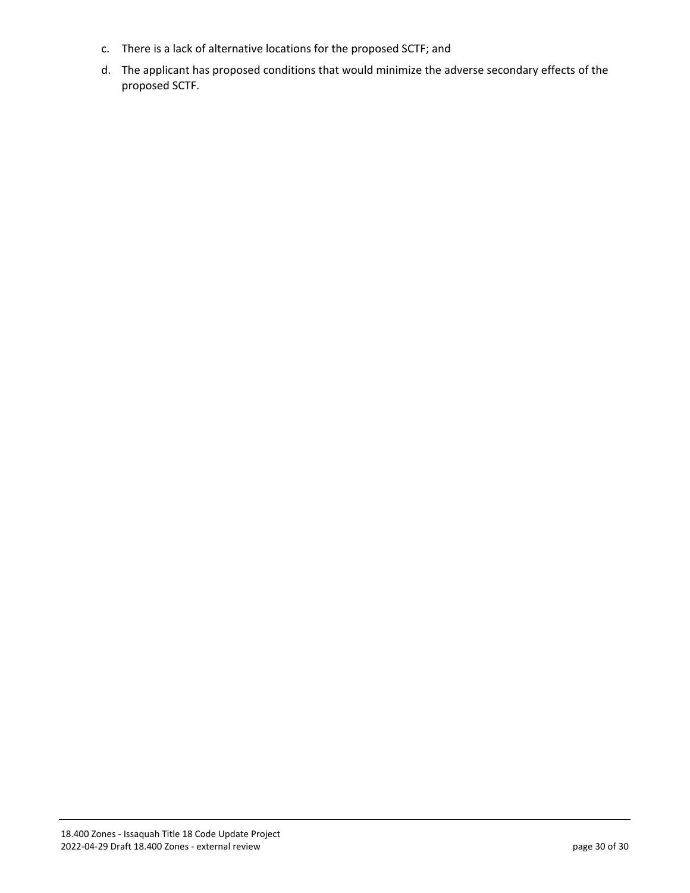c. There is a lack of alternative locations for the proposed SCTF; and

d. The applicant has proposed conditions that would minimize the adverse secondary effects of the proposed SCTF.